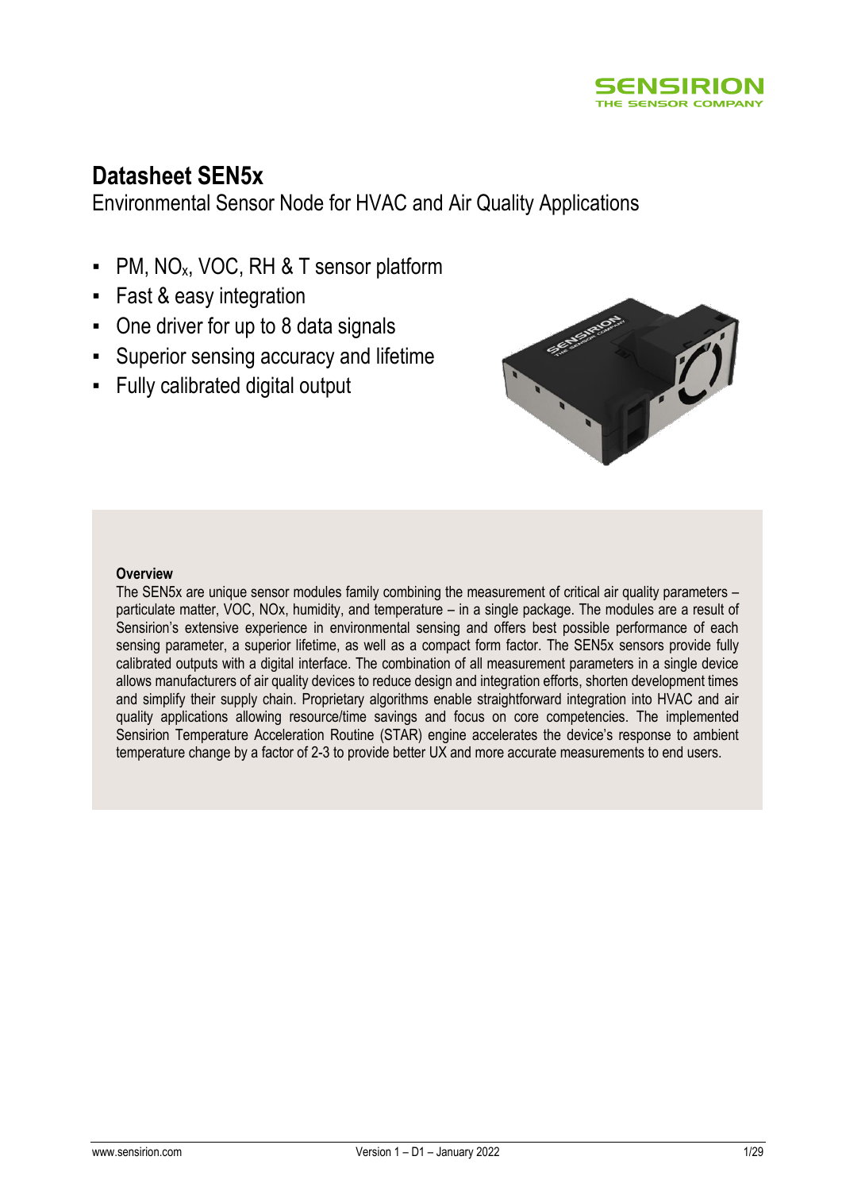# Datasheet SEN5x

Environmental Sensor Node for HVAC and Air Quality Applications

- PM, $NO_x$, VOC, RH & T sensor platform
- Fast & easy integration
- One driver for up to 8 data signals
- Superior sensing accuracy and lifetime
- Fully calibrated digital output

**Overview**

The SEN5x are unique sensor modules family combining the measurement of critical air quality parameters – particulate matter, VOC, NOx, humidity, and temperature – in a single package. The modules are a result of Sensirion's extensive experience in environmental sensing and offers best possible performance of each sensing parameter, a superior lifetime, as well as a compact form factor. The SEN5x sensors provide fully calibrated outputs with a digital interface. The combination of all measurement parameters in a single device allows manufacturers of air quality devices to reduce design and integration efforts, shorten development times and simplify their supply chain. Proprietary algorithms enable straightforward integration into HVAC and air quality applications allowing resource/time savings and focus on core competencies. The implemented Sensirion Temperature Acceleration Routine (STAR) engine accelerates the device's response to ambient temperature change by a factor of 2-3 to provide better UX and more accurate measurements to end users.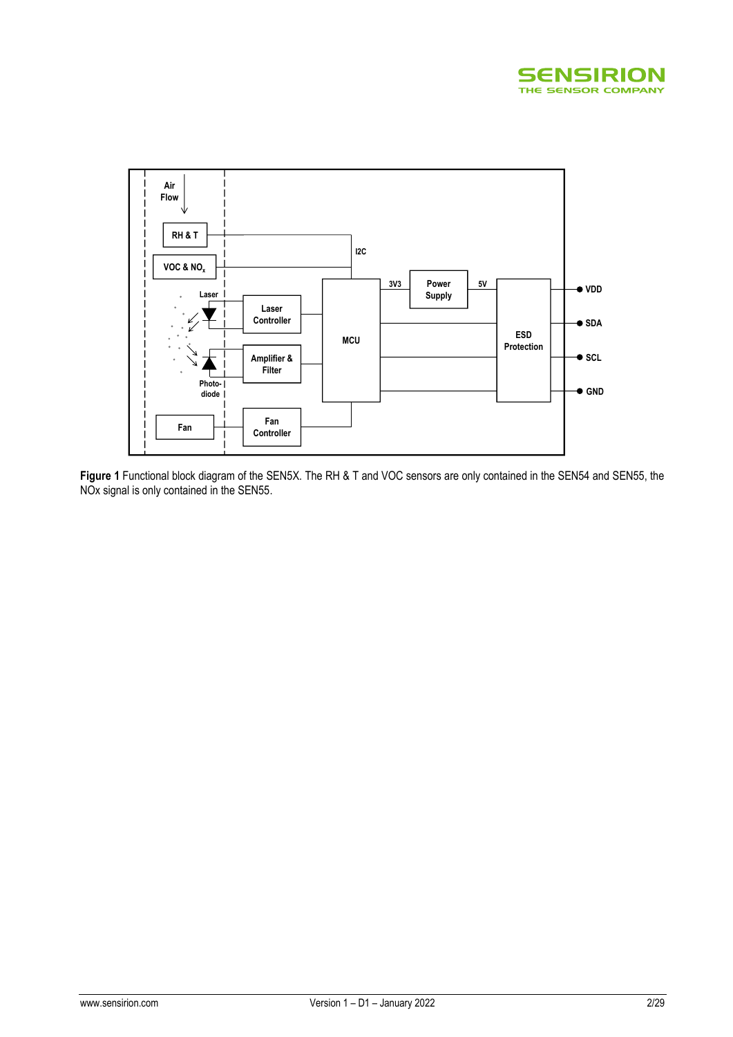**Figure 1** Functional block diagram of the SEN5X. The RH & T and VOC sensors are only contained in the SEN54 and SEN55, the NOx signal is only contained in the SEN55.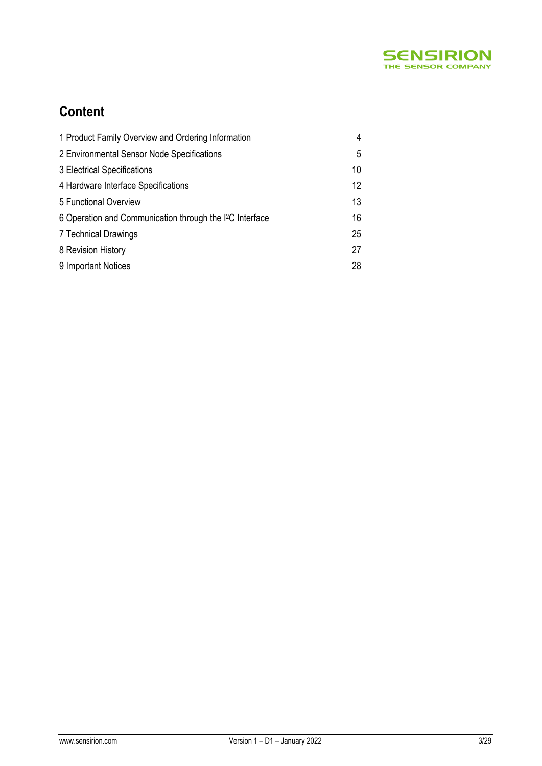# Content

| | |
|---|---|
| 1 Product Family Overview and Ordering Information | 4 |
| 2 Environmental Sensor Node Specifications | 5 |
| 3 Electrical Specifications | 10 |
| 4 Hardware Interface Specifications | 12 |
| 5 Functional Overview | 13 |
| 6 Operation and Communication through the I²C Interface | 16 |
| 7 Technical Drawings | 25 |
| 8 Revision History | 27 |
| 9 Important Notices | 28 |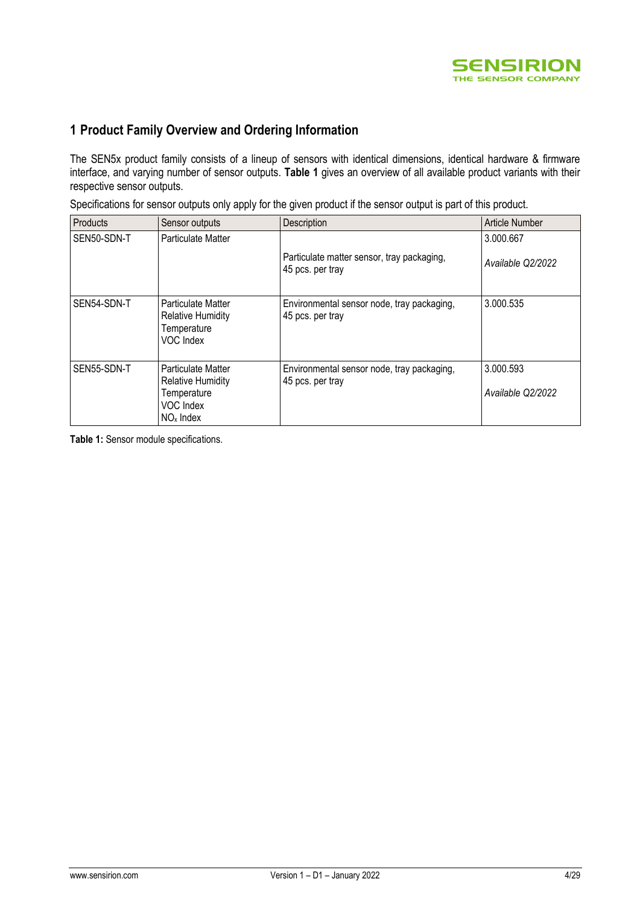# 1 Product Family Overview and Ordering Information

The SEN5x product family consists of a lineup of sensors with identical dimensions, identical hardware & firmware interface, and varying number of sensor outputs. **Table 1** gives an overview of all available product variants with their respective sensor outputs.

Specifications for sensor outputs only apply for the given product if the sensor output is part of this product.

| Products | Sensor outputs | Description | Article Number |
|---|---|---|---|
| SEN50-SDN-T | Particulate Matter | Particulate matter sensor, tray packaging, 45 pcs. per tray | 3.000.667<br>*Available Q2/2022* |
| SEN54-SDN-T | Particulate Matter<br>Relative Humidity<br>Temperature<br>VOC Index | Environmental sensor node, tray packaging, 45 pcs. per tray | 3.000.535 |
| SEN55-SDN-T | Particulate Matter<br>Relative Humidity<br>Temperature<br>VOC Index<br>$NO_x$ Index | Environmental sensor node, tray packaging, 45 pcs. per tray | 3.000.593<br>*Available Q2/2022* |

**Table 1:** Sensor module specifications.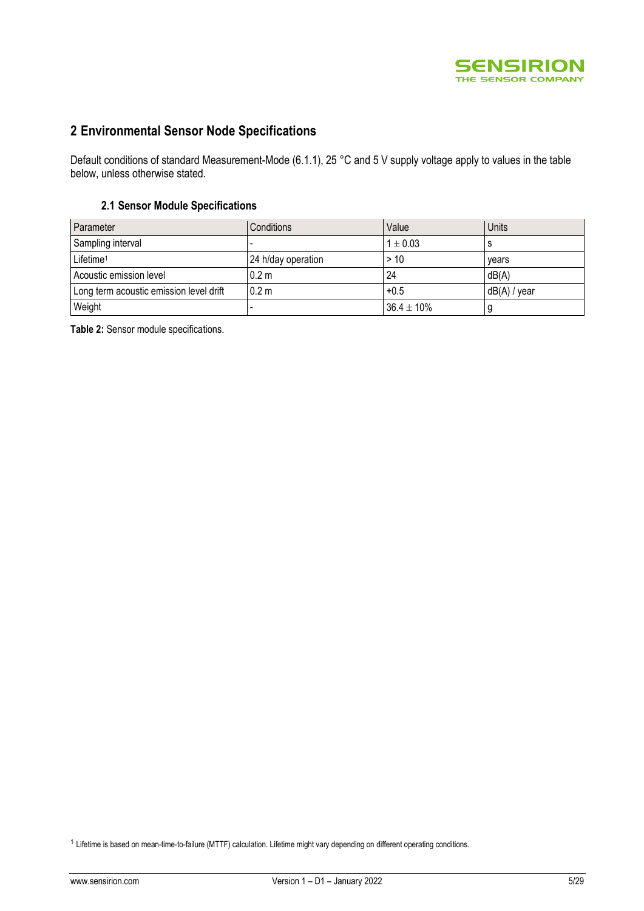## 2 Environmental Sensor Node Specifications

Default conditions of standard Measurement-Mode (6.1.1), 25 °C and 5 V supply voltage apply to values in the table below, unless otherwise stated.

### 2.1 Sensor Module Specifications

| Parameter | Conditions | Value | Units |
|---|---|---|---|
| Sampling interval | - | $1 \pm 0.03$ | s |
| Lifetime[1] | 24 h/day operation | > 10 | years |
| Acoustic emission level | 0.2 m | 24 | dB(A) |
| Long term acoustic emission level drift | 0.2 m | +0.5 | dB(A) / year |
| Weight | - | $36.4 \pm 10\%$ | g |

**Table 2:** Sensor module specifications.

[1] Lifetime is based on mean-time-to-failure (MTTF) calculation. Lifetime might vary depending on different operating conditions.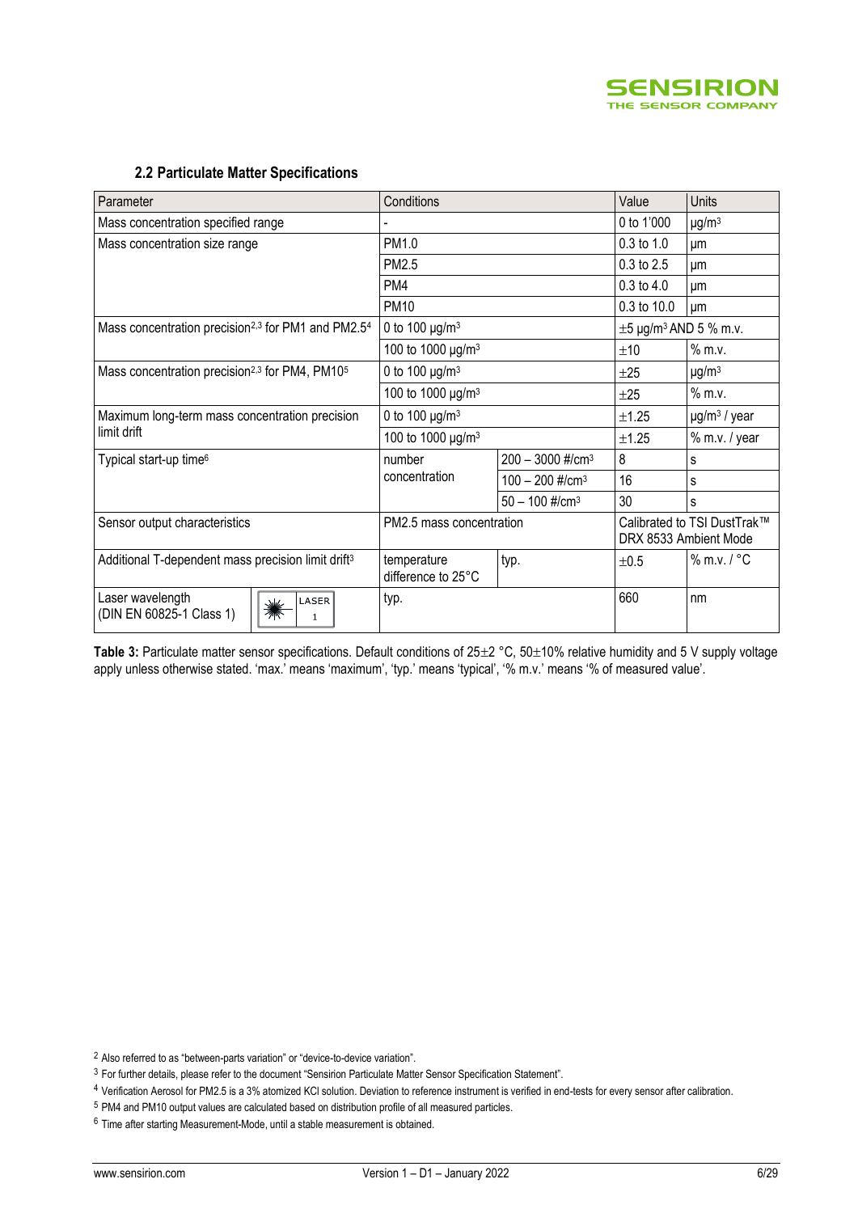### 2.2 Particulate Matter Specifications

| Parameter | Conditions | | Value | Units |
|---|---|---|---|---|
| Mass concentration specified range | - | | 0 to 1'000 | µg/m³ |
| Mass concentration size range | PM1.0 | | 0.3 to 1.0 | µm |
| | PM2.5 | | 0.3 to 2.5 | µm |
| | PM4 | | 0.3 to 4.0 | µm |
| | PM10 | | 0.3 to 10.0 | µm |
| Mass concentration precision[2,3] for PM1 and PM2.5[4] | 0 to 100 µg/m³ | | ±5 µg/m³ AND 5 % m.v. | |
| | 100 to 1000 µg/m³ | | ±10 | % m.v. |
| Mass concentration precision[2,3] for PM4, PM10[5] | 0 to 100 µg/m³ | | ±25 | µg/m³ |
| | 100 to 1000 µg/m³ | | ±25 | % m.v. |
| Maximum long-term mass concentration precision limit drift | 0 to 100 µg/m³ | | ±1.25 | µg/m³ / year |
| | 100 to 1000 µg/m³ | | ±1.25 | % m.v. / year |
| Typical start-up time[6] | number concentration | 200 – 3000 #/cm³ | 8 | s |
| | | 100 – 200 #/cm³ | 16 | s |
| | | 50 – 100 #/cm³ | 30 | s |
| Sensor output characteristics | PM2.5 mass concentration | | Calibrated to TSI DustTrak™ DRX 8533 Ambient Mode | |
| Additional T-dependent mass precision limit drift[3] | temperature difference to 25°C | typ. | ±0.5 | % m.v. / °C |
| Laser wavelength (DIN EN 60825-1 Class 1) LASER 1 | typ. | | 660 | nm |

**Table 3:** Particulate matter sensor specifications. Default conditions of 25±2 °C, 50±10% relative humidity and 5 V supply voltage apply unless otherwise stated. 'max.' means 'maximum', 'typ.' means 'typical', '% m.v.' means '% of measured value'.

[2] Also referred to as "between-parts variation" or "device-to-device variation".

[3] For further details, please refer to the document "Sensirion Particulate Matter Sensor Specification Statement".

[4] Verification Aerosol for PM2.5 is a 3% atomized KCl solution. Deviation to reference instrument is verified in end-tests for every sensor after calibration.

[5] PM4 and PM10 output values are calculated based on distribution profile of all measured particles.

[6] Time after starting Measurement-Mode, until a stable measurement is obtained.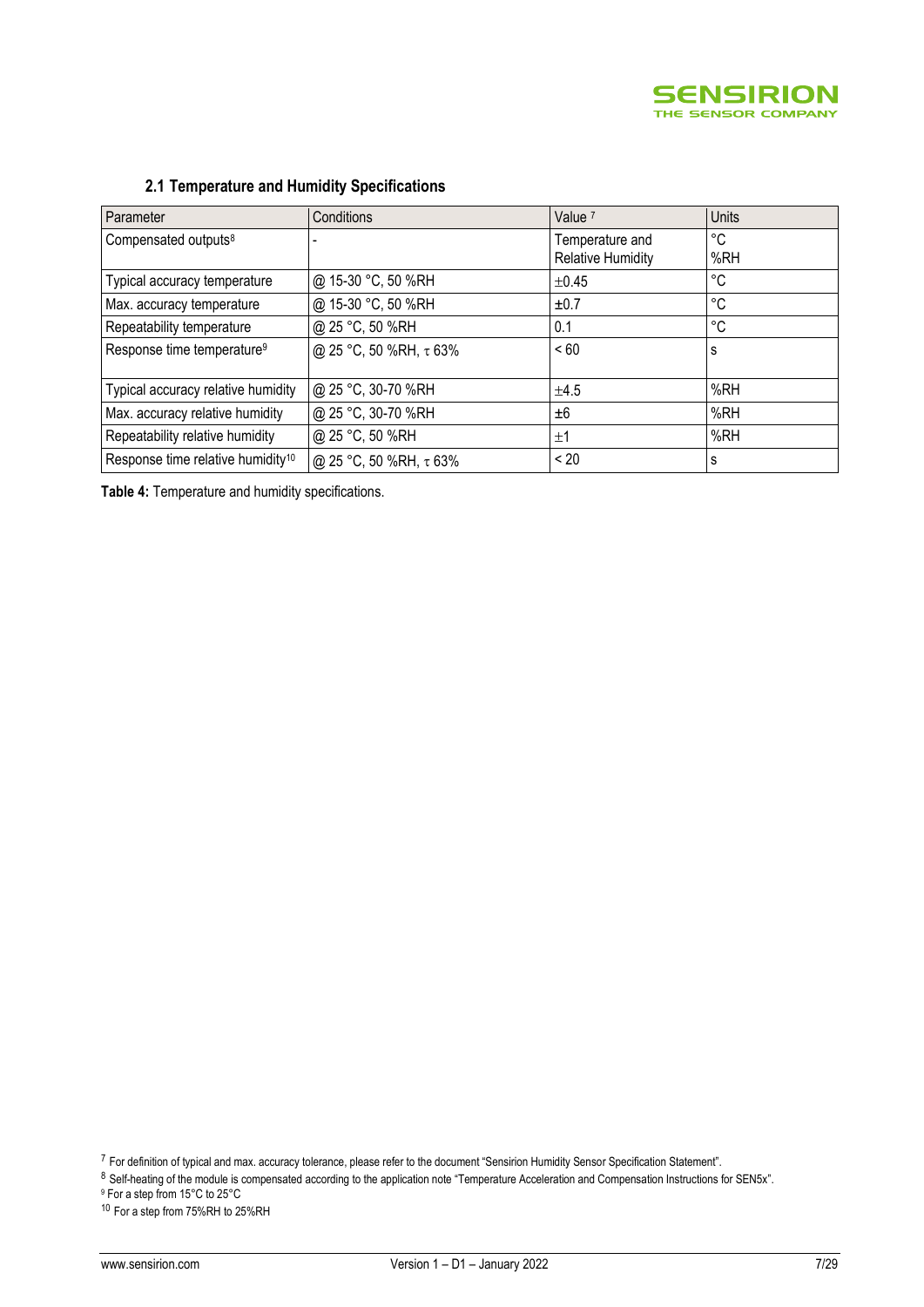## 2.1 Temperature and Humidity Specifications

| Parameter | Conditions | Value [7] | Units |
|---|---|---|---|
| Compensated outputs[8] | - | Temperature and Relative Humidity | °C %RH |
| Typical accuracy temperature | @ 15-30 °C, 50 %RH | ±0.45 | °C |
| Max. accuracy temperature | @ 15-30 °C, 50 %RH | ±0.7 | °C |
| Repeatability temperature | @ 25 °C, 50 %RH | 0.1 | °C |
| Response time temperature[9] | @ 25 °C, 50 %RH, τ 63% | < 60 | s |
| Typical accuracy relative humidity | @ 25 °C, 30-70 %RH | ±4.5 | %RH |
| Max. accuracy relative humidity | @ 25 °C, 30-70 %RH | ±6 | %RH |
| Repeatability relative humidity | @ 25 °C, 50 %RH | ±1 | %RH |
| Response time relative humidity[10] | @ 25 °C, 50 %RH, τ 63% | < 20 | s |

**Table 4:** Temperature and humidity specifications.

[7] For definition of typical and max. accuracy tolerance, please refer to the document "Sensirion Humidity Sensor Specification Statement".

[8] Self-heating of the module is compensated according to the application note "Temperature Acceleration and Compensation Instructions for SEN5x".

[9] For a step from 15°C to 25°C

[10] For a step from 75%RH to 25%RH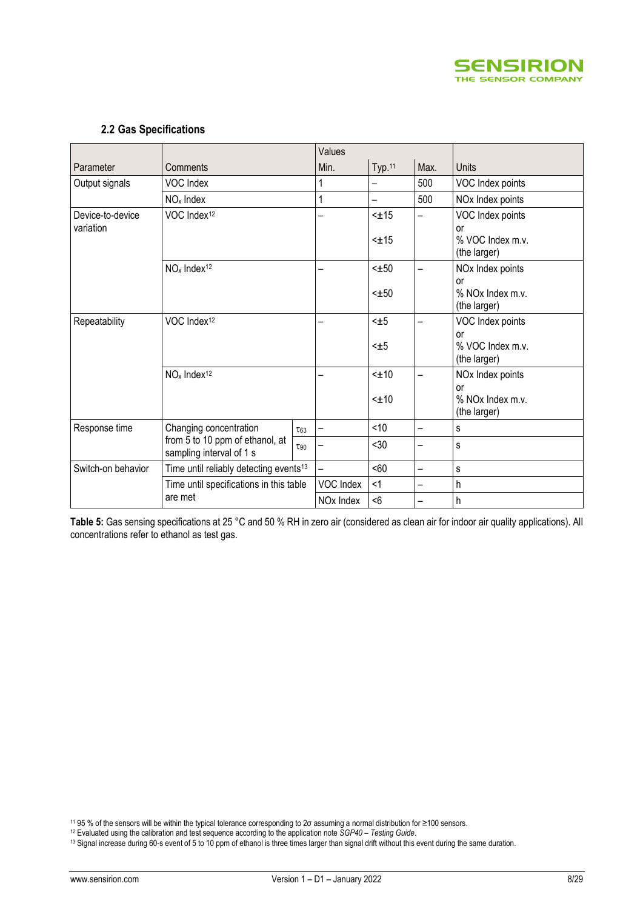### 2.2 Gas Specifications

| Parameter | Comments | | Values Min. | Typ.[11] | Max. | Units |
|---|---|---|---|---|---|---|
| Output signals | VOC Index | | 1 | – | 500 | VOC Index points |
| | $NO_x$ Index | | 1 | – | 500 | NOx Index points |
| Device-to-device variation | VOC Index[12] | | – | <±15 or <±15 | – | VOC Index points or % VOC Index m.v. (the larger) |
| | $NO_x$ Index[12] | | – | <±50 or <±50 | – | NOx Index points or % NOx Index m.v. (the larger) |
| Repeatability | VOC Index[12] | | – | <±5 or <±5 | – | VOC Index points or % VOC Index m.v. (the larger) |
| | $NO_x$ Index[12] | | – | <±10 or <±10 | – | NOx Index points or % NOx Index m.v. (the larger) |
| Response time | Changing concentration from 5 to 10 ppm of ethanol, at sampling interval of 1 s | $\tau_{63}$ | – | <10 | – | s |
| | | $\tau_{90}$ | – | <30 | – | s |
| Switch-on behavior | Time until reliably detecting events[13] | | – | <60 | – | s |
| | Time until specifications in this table are met | | VOC Index | <1 | – | h |
| | | | NOx Index | <6 | – | h |

**Table 5:** Gas sensing specifications at 25 °C and 50 % RH in zero air (considered as clean air for indoor air quality applications). All concentrations refer to ethanol as test gas.

[11] 95 % of the sensors will be within the typical tolerance corresponding to 2σ assuming a normal distribution for ≥100 sensors.

[12] Evaluated using the calibration and test sequence according to the application note *SGP40 – Testing Guide*.

[13] Signal increase during 60-s event of 5 to 10 ppm of ethanol is three times larger than signal drift without this event during the same duration.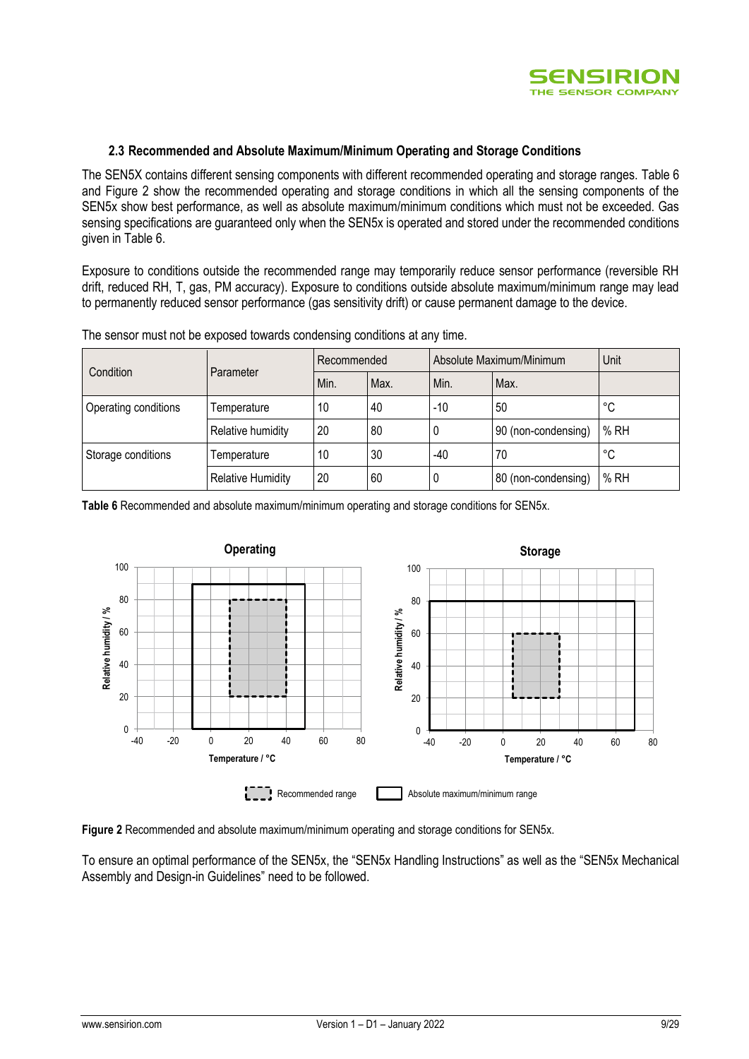### 2.3 Recommended and Absolute Maximum/Minimum Operating and Storage Conditions

The SEN5X contains different sensing components with different recommended operating and storage ranges. Table 6 and Figure 2 show the recommended operating and storage conditions in which all the sensing components of the SEN5x show best performance, as well as absolute maximum/minimum conditions which must not be exceeded. Gas sensing specifications are guaranteed only when the SEN5x is operated and stored under the recommended conditions given in Table 6.

Exposure to conditions outside the recommended range may temporarily reduce sensor performance (reversible RH drift, reduced RH, T, gas, PM accuracy). Exposure to conditions outside absolute maximum/minimum range may lead to permanently reduced sensor performance (gas sensitivity drift) or cause permanent damage to the device.

The sensor must not be exposed towards condensing conditions at any time.

| Condition | Parameter | Recommended | | Absolute Maximum/Minimum | | Unit |
|---|---|---|---|---|---|---|
| | | Min. | Max. | Min. | Max. | |
| Operating conditions | Temperature | 10 | 40 | -10 | 50 | °C |
| | Relative humidity | 20 | 80 | 0 | 90 (non-condensing) | % RH |
| Storage conditions | Temperature | 10 | 30 | -40 | 70 | °C |
| | Relative Humidity | 20 | 60 | 0 | 80 (non-condensing) | % RH |

**Table 6** Recommended and absolute maximum/minimum operating and storage conditions for SEN5x.

**Figure 2** Recommended and absolute maximum/minimum operating and storage conditions for SEN5x.

To ensure an optimal performance of the SEN5x, the "SEN5x Handling Instructions" as well as the "SEN5x Mechanical Assembly and Design-in Guidelines" need to be followed.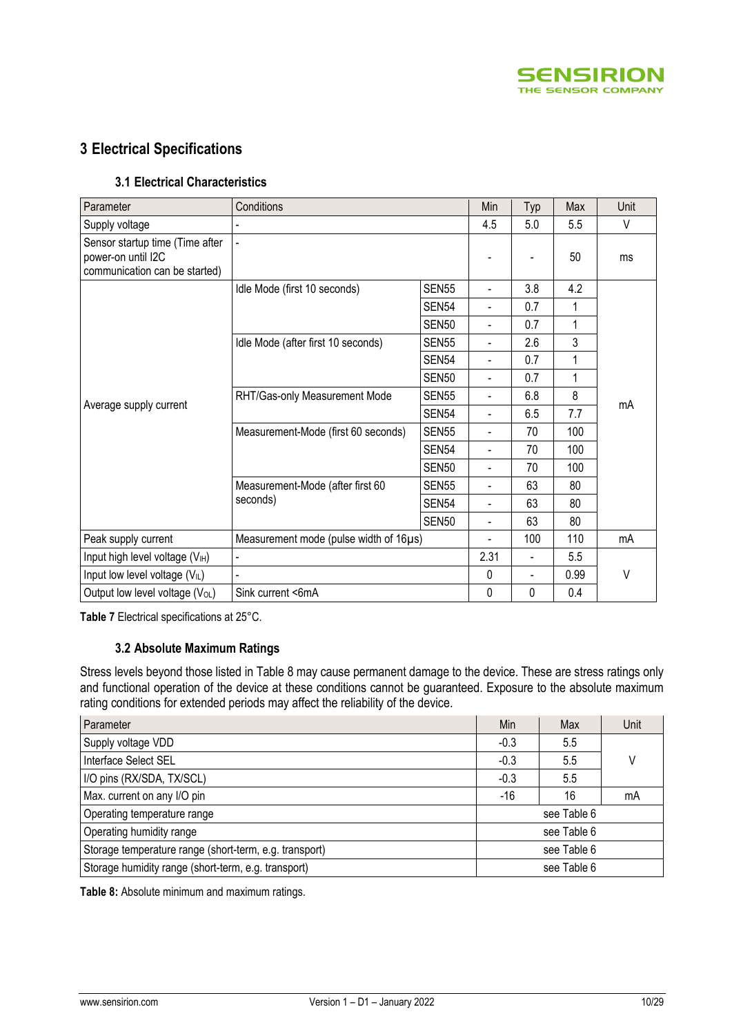# 3 Electrical Specifications

## 3.1 Electrical Characteristics

| Parameter | Conditions | | Min | Typ | Max | Unit |
|---|---|---|---|---|---|---|
| Supply voltage | - | | 4.5 | 5.0 | 5.5 | V |
| Sensor startup time (Time after power-on until I2C communication can be started) | - | | - | - | 50 | ms |
| Average supply current | Idle Mode (first 10 seconds) | SEN55 | - | 3.8 | 4.2 | mA |
| | | SEN54 | - | 0.7 | 1 | |
| | | SEN50 | - | 0.7 | 1 | |
| | Idle Mode (after first 10 seconds) | SEN55 | - | 2.6 | 3 | |
| | | SEN54 | - | 0.7 | 1 | |
| | | SEN50 | - | 0.7 | 1 | |
| | RHT/Gas-only Measurement Mode | SEN55 | - | 6.8 | 8 | |
| | | SEN54 | - | 6.5 | 7.7 | |
| | Measurement-Mode (first 60 seconds) | SEN55 | - | 70 | 100 | |
| | | SEN54 | - | 70 | 100 | |
| | | SEN50 | - | 70 | 100 | |
| | Measurement-Mode (after first 60 seconds) | SEN55 | - | 63 | 80 | |
| | | SEN54 | - | 63 | 80 | |
| | | SEN50 | - | 63 | 80 | |
| Peak supply current | Measurement mode (pulse width of 16µs) | | - | 100 | 110 | mA |
| Input high level voltage ($V_{IH}$) | - | | 2.31 | - | 5.5 | V |
| Input low level voltage ($V_{IL}$) | - | | 0 | - | 0.99 | |
| Output low level voltage ($V_{OL}$) | Sink current <6mA | | 0 | 0 | 0.4 | |

**Table 7** Electrical specifications at 25°C.

## 3.2 Absolute Maximum Ratings

Stress levels beyond those listed in Table 8 may cause permanent damage to the device. These are stress ratings only and functional operation of the device at these conditions cannot be guaranteed. Exposure to the absolute maximum rating conditions for extended periods may affect the reliability of the device.

| Parameter | Min | Max | Unit |
|---|---|---|---|
| Supply voltage VDD | -0.3 | 5.5 | V |
| Interface Select SEL | -0.3 | 5.5 | |
| I/O pins (RX/SDA, TX/SCL) | -0.3 | 5.5 | |
| Max. current on any I/O pin | -16 | 16 | mA |
| Operating temperature range | see Table 6 | | |
| Operating humidity range | see Table 6 | | |
| Storage temperature range (short-term, e.g. transport) | see Table 6 | | |
| Storage humidity range (short-term, e.g. transport) | see Table 6 | | |

**Table 8:** Absolute minimum and maximum ratings.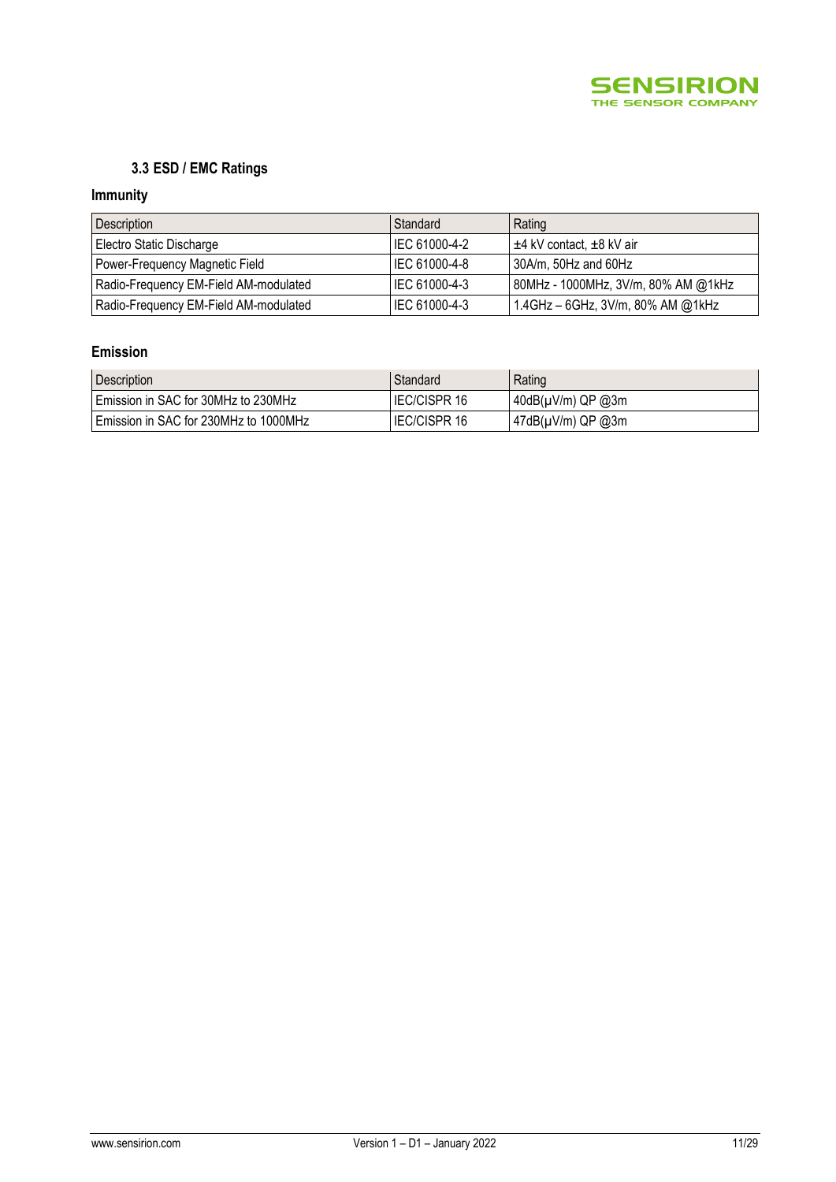### 3.3 ESD / EMC Ratings

#### Immunity

| Description | Standard | Rating |
|---|---|---|
| Electro Static Discharge | IEC 61000-4-2 | ±4 kV contact, ±8 kV air |
| Power-Frequency Magnetic Field | IEC 61000-4-8 | 30A/m, 50Hz and 60Hz |
| Radio-Frequency EM-Field AM-modulated | IEC 61000-4-3 | 80MHz - 1000MHz, 3V/m, 80% AM @1kHz |
| Radio-Frequency EM-Field AM-modulated | IEC 61000-4-3 | 1.4GHz – 6GHz, 3V/m, 80% AM @1kHz |

#### Emission

| Description | Standard | Rating |
|---|---|---|
| Emission in SAC for 30MHz to 230MHz | IEC/CISPR 16 | 40dB(µV/m) QP @3m |
| Emission in SAC for 230MHz to 1000MHz | IEC/CISPR 16 | 47dB(µV/m) QP @3m |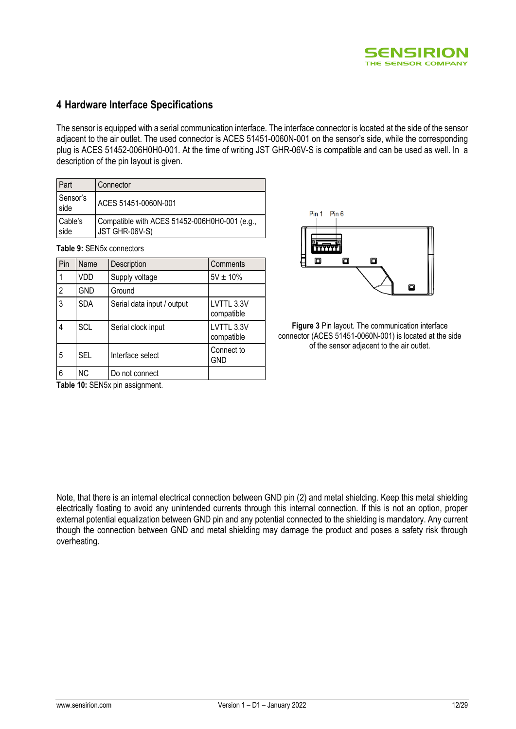## 4 Hardware Interface Specifications

The sensor is equipped with a serial communication interface. The interface connector is located at the side of the sensor adjacent to the air outlet. The used connector is ACES 51451-0060N-001 on the sensor's side, while the corresponding plug is ACES 51452-006H0H0-001. At the time of writing JST GHR-06V-S is compatible and can be used as well. In a description of the pin layout is given.

| Part | Connector |
|---|---|
| Sensor's side | ACES 51451-0060N-001 |
| Cable's side | Compatible with ACES 51452-006H0H0-001 (e.g., JST GHR-06V-S) |

**Table 9:** SEN5x connectors

| Pin | Name | Description | Comments |
|---|---|---|---|
| 1 | VDD | Supply voltage | 5V ± 10% |
| 2 | GND | Ground | |
| 3 | SDA | Serial data input / output | LVTTL 3.3V compatible |
| 4 | SCL | Serial clock input | LVTTL 3.3V compatible |
| 5 | SEL | Interface select | Connect to GND |
| 6 | NC | Do not connect | |

**Table 10:** SEN5x pin assignment.

Pin 1 Pin 6

**Figure 3** Pin layout. The communication interface connector (ACES 51451-0060N-001) is located at the side of the sensor adjacent to the air outlet.

Note, that there is an internal electrical connection between GND pin (2) and metal shielding. Keep this metal shielding electrically floating to avoid any unintended currents through this internal connection. If this is not an option, proper external potential equalization between GND pin and any potential connected to the shielding is mandatory. Any current though the connection between GND and metal shielding may damage the product and poses a safety risk through overheating.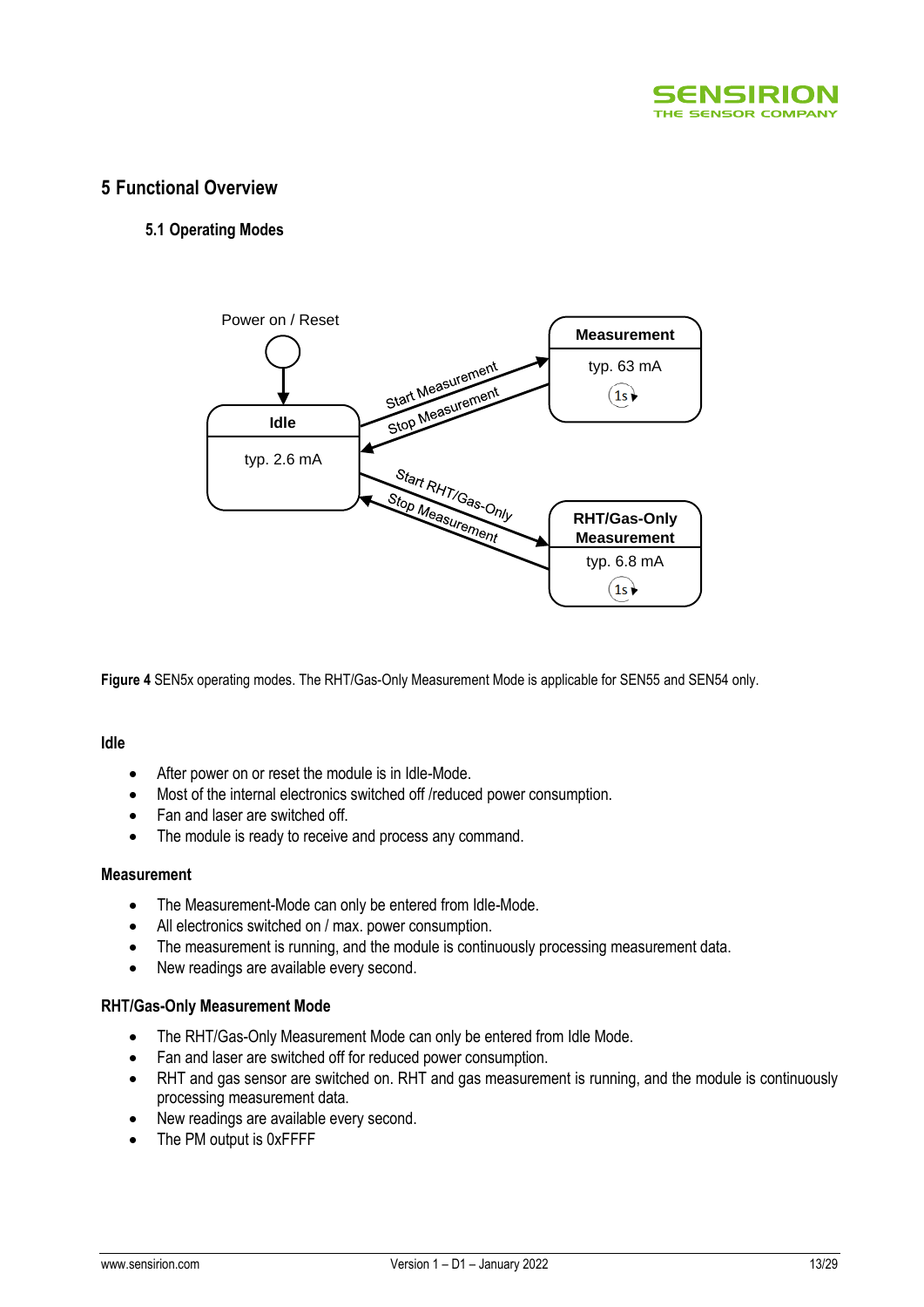# 5 Functional Overview

## 5.1 Operating Modes

**Figure 4** SEN5x operating modes. The RHT/Gas-Only Measurement Mode is applicable for SEN55 and SEN54 only.

### Idle

- After power on or reset the module is in Idle-Mode.
- Most of the internal electronics switched off /reduced power consumption.
- Fan and laser are switched off.
- The module is ready to receive and process any command.

### Measurement

- The Measurement-Mode can only be entered from Idle-Mode.
- All electronics switched on / max. power consumption.
- The measurement is running, and the module is continuously processing measurement data.
- New readings are available every second.

### RHT/Gas-Only Measurement Mode

- The RHT/Gas-Only Measurement Mode can only be entered from Idle Mode.
- Fan and laser are switched off for reduced power consumption.
- RHT and gas sensor are switched on. RHT and gas measurement is running, and the module is continuously processing measurement data.
- New readings are available every second.
- The PM output is 0xFFFF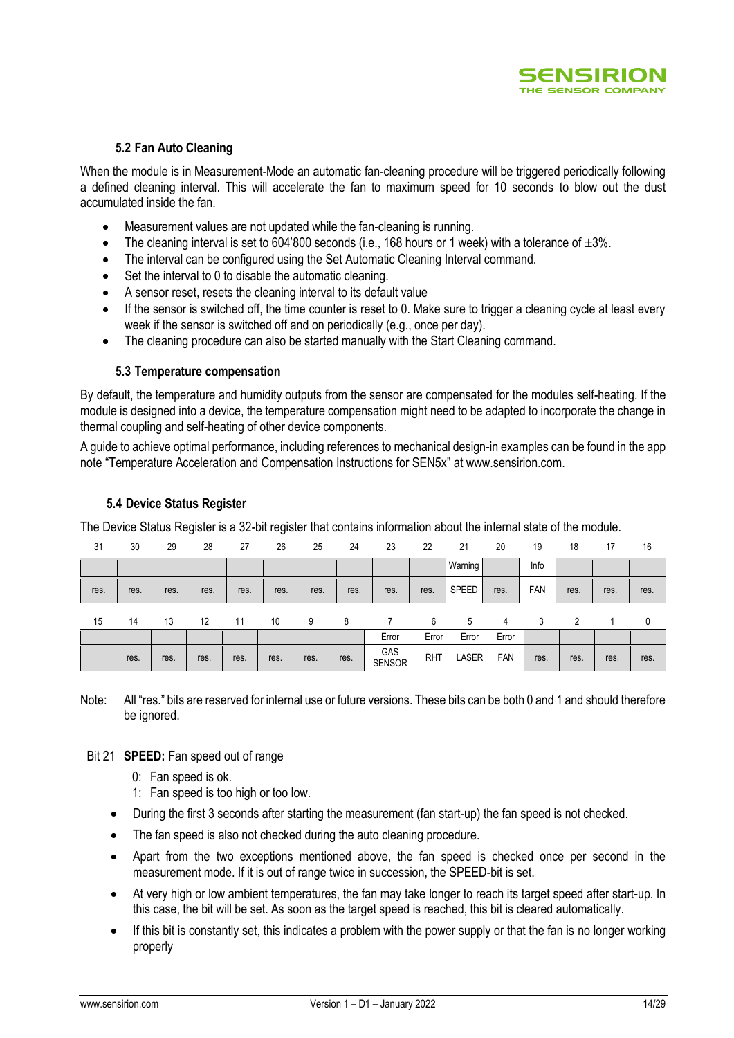### 5.2 Fan Auto Cleaning

When the module is in Measurement-Mode an automatic fan-cleaning procedure will be triggered periodically following a defined cleaning interval. This will accelerate the fan to maximum speed for 10 seconds to blow out the dust accumulated inside the fan.

- Measurement values are not updated while the fan-cleaning is running.
- The cleaning interval is set to 604'800 seconds (i.e., 168 hours or 1 week) with a tolerance of ±3%.
- The interval can be configured using the Set Automatic Cleaning Interval command.
- Set the interval to 0 to disable the automatic cleaning.
- A sensor reset, resets the cleaning interval to its default value
- If the sensor is switched off, the time counter is reset to 0. Make sure to trigger a cleaning cycle at least every week if the sensor is switched off and on periodically (e.g., once per day).
- The cleaning procedure can also be started manually with the Start Cleaning command.

### 5.3 Temperature compensation

By default, the temperature and humidity outputs from the sensor are compensated for the modules self-heating. If the module is designed into a device, the temperature compensation might need to be adapted to incorporate the change in thermal coupling and self-heating of other device components.

A guide to achieve optimal performance, including references to mechanical design-in examples can be found in the app note "Temperature Acceleration and Compensation Instructions for SEN5x" at www.sensirion.com.

### 5.4 Device Status Register

The Device Status Register is a 32-bit register that contains information about the internal state of the module.

| 31 | 30 | 29 | 28 | 27 | 26 | 25 | 24 | 23 | 22 | 21 | 20 | 19 | 18 | 17 | 16 |
|---|---|---|---|---|---|---|---|---|---|---|---|---|---|---|---|
| | | | | | | | | | | Warning | | Info | | | |
| res. | res. | res. | res. | res. | res. | res. | res. | res. | res. | SPEED | res. | FAN | res. | res. | res. |

| 15 | 14 | 13 | 12 | 11 | 10 | 9 | 8 | 7 | 6 | 5 | 4 | 3 | 2 | 1 | 0 |
|---|---|---|---|---|---|---|---|---|---|---|---|---|---|---|---|
| | | | | | | | | Error | Error | Error | Error | | | | |
| | res. | res. | res. | res. | res. | res. | res. | GAS SENSOR | RHT | LASER | FAN | res. | res. | res. | res. |

Note: All "res." bits are reserved for internal use or future versions. These bits can be both 0 and 1 and should therefore be ignored.

Bit 21 **SPEED:** Fan speed out of range

0: Fan speed is ok.
1: Fan speed is too high or too low.

- During the first 3 seconds after starting the measurement (fan start-up) the fan speed is not checked.
- The fan speed is also not checked during the auto cleaning procedure.
- Apart from the two exceptions mentioned above, the fan speed is checked once per second in the measurement mode. If it is out of range twice in succession, the SPEED-bit is set.
- At very high or low ambient temperatures, the fan may take longer to reach its target speed after start-up. In this case, the bit will be set. As soon as the target speed is reached, this bit is cleared automatically.
- If this bit is constantly set, this indicates a problem with the power supply or that the fan is no longer working properly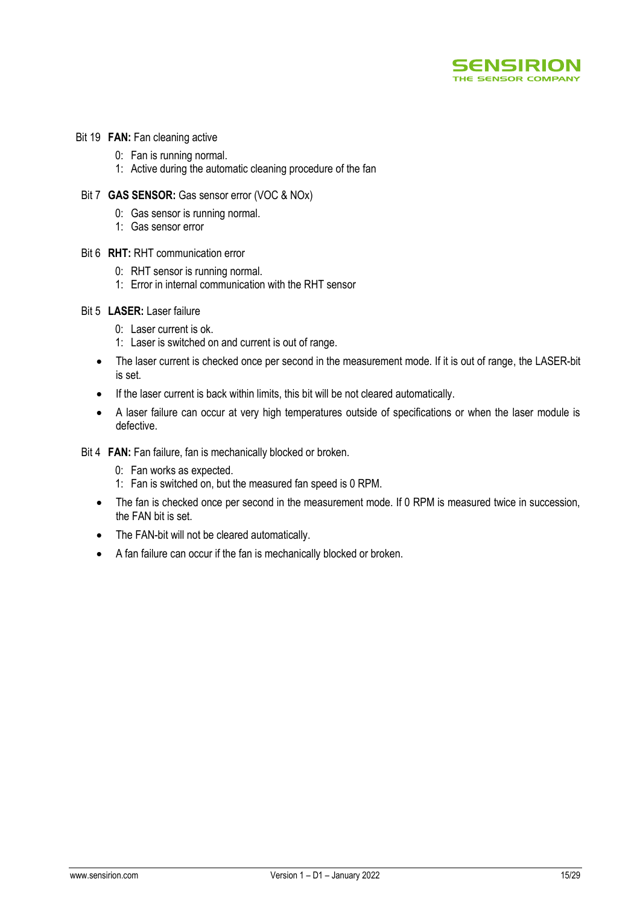Bit 19 **FAN:** Fan cleaning active

0: Fan is running normal.
1: Active during the automatic cleaning procedure of the fan

Bit 7 **GAS SENSOR:** Gas sensor error (VOC & NOx)

0: Gas sensor is running normal.
1: Gas sensor error

Bit 6 **RHT:** RHT communication error

0: RHT sensor is running normal.
1: Error in internal communication with the RHT sensor

Bit 5 **LASER:** Laser failure

0: Laser current is ok.
1: Laser is switched on and current is out of range.

- The laser current is checked once per second in the measurement mode. If it is out of range, the LASER-bit is set.
- If the laser current is back within limits, this bit will be not cleared automatically.
- A laser failure can occur at very high temperatures outside of specifications or when the laser module is defective.

Bit 4 **FAN:** Fan failure, fan is mechanically blocked or broken.

0: Fan works as expected.
1: Fan is switched on, but the measured fan speed is 0 RPM.

- The fan is checked once per second in the measurement mode. If 0 RPM is measured twice in succession, the FAN bit is set.
- The FAN-bit will not be cleared automatically.
- A fan failure can occur if the fan is mechanically blocked or broken.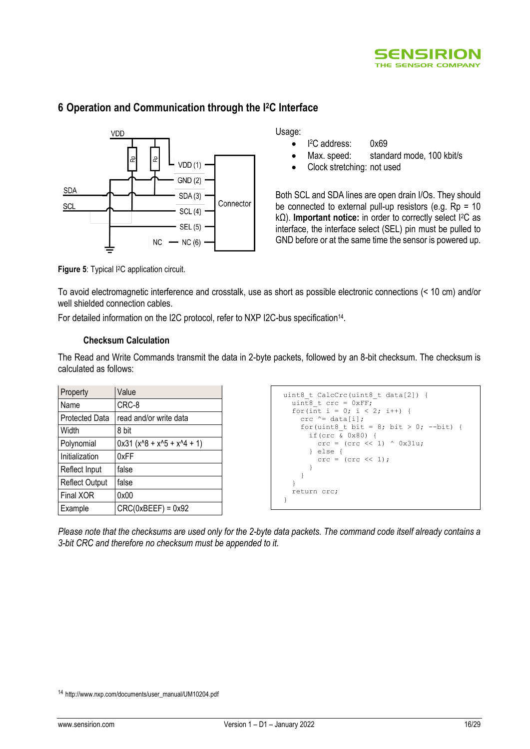## 6 Operation and Communication through the I²C Interface

Usage:

- I²C address: 0x69
- Max. speed: standard mode, 100 kbit/s
- Clock stretching: not used

Both SCL and SDA lines are open drain I/Os. They should be connected to external pull-up resistors (e.g. Rp = 10 kΩ). **Important notice:** in order to correctly select I²C as interface, the interface select (SEL) pin must be pulled to GND before or at the same time the sensor is powered up.

**Figure 5**: Typical I²C application circuit.

To avoid electromagnetic interference and crosstalk, use as short as possible electronic connections (< 10 cm) and/or well shielded connection cables.

For detailed information on the I2C protocol, refer to NXP I2C-bus specification[14].

### Checksum Calculation

The Read and Write Commands transmit the data in 2-byte packets, followed by an 8-bit checksum. The checksum is calculated as follows:

| Property | Value |
|---|---|
| Name | CRC-8 |
| Protected Data | read and/or write data |
| Width | 8 bit |
| Polynomial | 0x31 (x^8 + x^5 + x^4 + 1) |
| Initialization | 0xFF |
| Reflect Input | false |
| Reflect Output | false |
| Final XOR | 0x00 |
| Example | CRC(0xBEEF) = 0x92 |

```
uint8_t CalcCrc(uint8_t data[2]) {
  uint8_t crc = 0xFF;
  for(int i = 0; i < 2; i++) {
    crc ^= data[i];
    for(uint8_t bit = 8; bit > 0; --bit) {
      if(crc & 0x80) {
        crc = (crc << 1) ^ 0x31u;
      } else {
        crc = (crc << 1);
      }
    }
  }
  return crc;
}
```

*Please note that the checksums are used only for the 2-byte data packets. The command code itself already contains a 3-bit CRC and therefore no checksum must be appended to it.*

[14] http://www.nxp.com/documents/user_manual/UM10204.pdf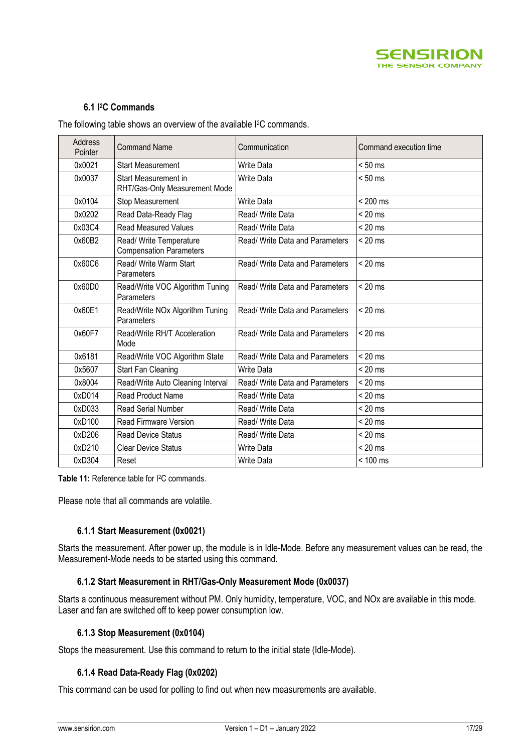### 6.1 I²C Commands

The following table shows an overview of the available I²C commands.

| Address Pointer | Command Name | Communication | Command execution time |
|---|---|---|---|
| 0x0021 | Start Measurement | Write Data | < 50 ms |
| 0x0037 | Start Measurement in RHT/Gas-Only Measurement Mode | Write Data | < 50 ms |
| 0x0104 | Stop Measurement | Write Data | < 200 ms |
| 0x0202 | Read Data-Ready Flag | Read/ Write Data | < 20 ms |
| 0x03C4 | Read Measured Values | Read/ Write Data | < 20 ms |
| 0x60B2 | Read/ Write Temperature Compensation Parameters | Read/ Write Data and Parameters | < 20 ms |
| 0x60C6 | Read/ Write Warm Start Parameters | Read/ Write Data and Parameters | < 20 ms |
| 0x60D0 | Read/Write VOC Algorithm Tuning Parameters | Read/ Write Data and Parameters | < 20 ms |
| 0x60E1 | Read/Write NOx Algorithm Tuning Parameters | Read/ Write Data and Parameters | < 20 ms |
| 0x60F7 | Read/Write RH/T Acceleration Mode | Read/ Write Data and Parameters | < 20 ms |
| 0x6181 | Read/Write VOC Algorithm State | Read/ Write Data and Parameters | < 20 ms |
| 0x5607 | Start Fan Cleaning | Write Data | < 20 ms |
| 0x8004 | Read/Write Auto Cleaning Interval | Read/ Write Data and Parameters | < 20 ms |
| 0xD014 | Read Product Name | Read/ Write Data | < 20 ms |
| 0xD033 | Read Serial Number | Read/ Write Data | < 20 ms |
| 0xD100 | Read Firmware Version | Read/ Write Data | < 20 ms |
| 0xD206 | Read Device Status | Read/ Write Data | < 20 ms |
| 0xD210 | Clear Device Status | Write Data | < 20 ms |
| 0xD304 | Reset | Write Data | < 100 ms |

**Table 11:** Reference table for I²C commands.

Please note that all commands are volatile.

#### 6.1.1 Start Measurement (0x0021)

Starts the measurement. After power up, the module is in Idle-Mode. Before any measurement values can be read, the Measurement-Mode needs to be started using this command.

#### 6.1.2 Start Measurement in RHT/Gas-Only Measurement Mode (0x0037)

Starts a continuous measurement without PM. Only humidity, temperature, VOC, and NOx are available in this mode. Laser and fan are switched off to keep power consumption low.

#### 6.1.3 Stop Measurement (0x0104)

Stops the measurement. Use this command to return to the initial state (Idle-Mode).

#### 6.1.4 Read Data-Ready Flag (0x0202)

This command can be used for polling to find out when new measurements are available.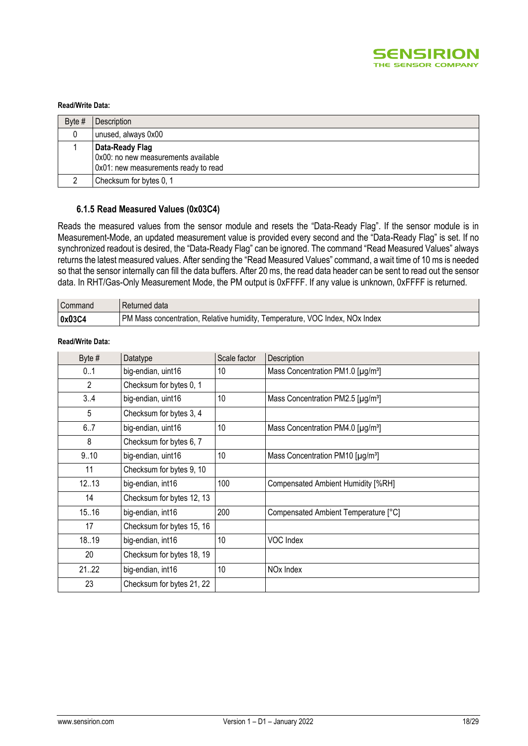**Read/Write Data:**

| Byte # | Description |
|---|---|
| 0 | unused, always 0x00 |
| 1 | **Data-Ready Flag**<br>0x00: no new measurements available<br>0x01: new measurements ready to read |
| 2 | Checksum for bytes 0, 1 |

### 6.1.5 Read Measured Values (0x03C4)

Reads the measured values from the sensor module and resets the "Data-Ready Flag". If the sensor module is in Measurement-Mode, an updated measurement value is provided every second and the "Data-Ready Flag" is set. If no synchronized readout is desired, the "Data-Ready Flag" can be ignored. The command "Read Measured Values" always returns the latest measured values. After sending the "Read Measured Values" command, a wait time of 10 ms is needed so that the sensor internally can fill the data buffers. After 20 ms, the read data header can be sent to read out the sensor data. In RHT/Gas-Only Measurement Mode, the PM output is 0xFFFF. If any value is unknown, 0xFFFF is returned.

| Command | Returned data |
|---|---|
| **0x03C4** | PM Mass concentration, Relative humidity, Temperature, VOC Index, NOx Index |

**Read/Write Data:**

| Byte # | Datatype | Scale factor | Description |
|---|---|---|---|
| 0..1 | big-endian, uint16 | 10 | Mass Concentration PM1.0 [µg/m³] |
| 2 | Checksum for bytes 0, 1 | | |
| 3..4 | big-endian, uint16 | 10 | Mass Concentration PM2.5 [µg/m³] |
| 5 | Checksum for bytes 3, 4 | | |
| 6..7 | big-endian, uint16 | 10 | Mass Concentration PM4.0 [µg/m³] |
| 8 | Checksum for bytes 6, 7 | | |
| 9..10 | big-endian, uint16 | 10 | Mass Concentration PM10 [µg/m³] |
| 11 | Checksum for bytes 9, 10 | | |
| 12..13 | big-endian, int16 | 100 | Compensated Ambient Humidity [%RH] |
| 14 | Checksum for bytes 12, 13 | | |
| 15..16 | big-endian, int16 | 200 | Compensated Ambient Temperature [°C] |
| 17 | Checksum for bytes 15, 16 | | |
| 18..19 | big-endian, int16 | 10 | VOC Index |
| 20 | Checksum for bytes 18, 19 | | |
| 21..22 | big-endian, int16 | 10 | NOx Index |
| 23 | Checksum for bytes 21, 22 | | |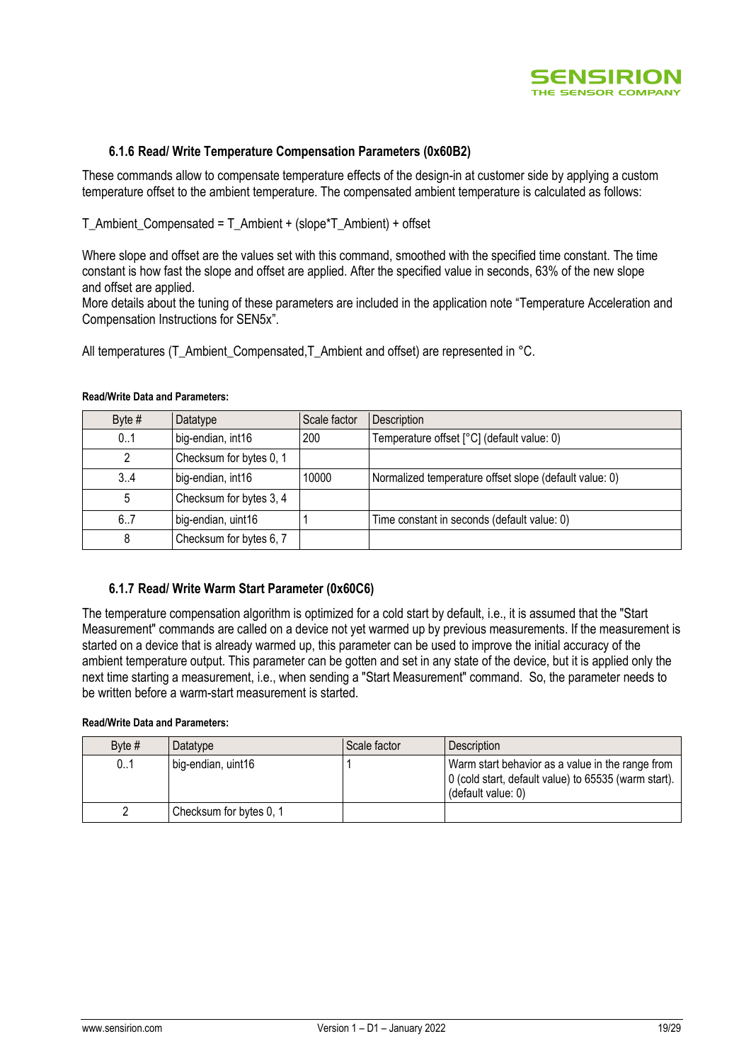### 6.1.6 Read/ Write Temperature Compensation Parameters (0x60B2)

These commands allow to compensate temperature effects of the design-in at customer side by applying a custom temperature offset to the ambient temperature. The compensated ambient temperature is calculated as follows:

T_Ambient_Compensated = T_Ambient + (slope*T_Ambient) + offset

Where slope and offset are the values set with this command, smoothed with the specified time constant. The time constant is how fast the slope and offset are applied. After the specified value in seconds, 63% of the new slope and offset are applied.
More details about the tuning of these parameters are included in the application note "Temperature Acceleration and Compensation Instructions for SEN5x".

All temperatures (T_Ambient_Compensated,T_Ambient and offset) are represented in °C.

**Read/Write Data and Parameters:**

| Byte # | Datatype | Scale factor | Description |
|---|---|---|---|
| 0..1 | big-endian, int16 | 200 | Temperature offset [°C] (default value: 0) |
| 2 | Checksum for bytes 0, 1 | | |
| 3..4 | big-endian, int16 | 10000 | Normalized temperature offset slope (default value: 0) |
| 5 | Checksum for bytes 3, 4 | | |
| 6..7 | big-endian, uint16 | 1 | Time constant in seconds (default value: 0) |
| 8 | Checksum for bytes 6, 7 | | |

### 6.1.7 Read/ Write Warm Start Parameter (0x60C6)

The temperature compensation algorithm is optimized for a cold start by default, i.e., it is assumed that the "Start Measurement" commands are called on a device not yet warmed up by previous measurements. If the measurement is started on a device that is already warmed up, this parameter can be used to improve the initial accuracy of the ambient temperature output. This parameter can be gotten and set in any state of the device, but it is applied only the next time starting a measurement, i.e., when sending a "Start Measurement" command. So, the parameter needs to be written before a warm-start measurement is started.

**Read/Write Data and Parameters:**

| Byte # | Datatype | Scale factor | Description |
|---|---|---|---|
| 0..1 | big-endian, uint16 | 1 | Warm start behavior as a value in the range from 0 (cold start, default value) to 65535 (warm start). (default value: 0) |
| 2 | Checksum for bytes 0, 1 | | |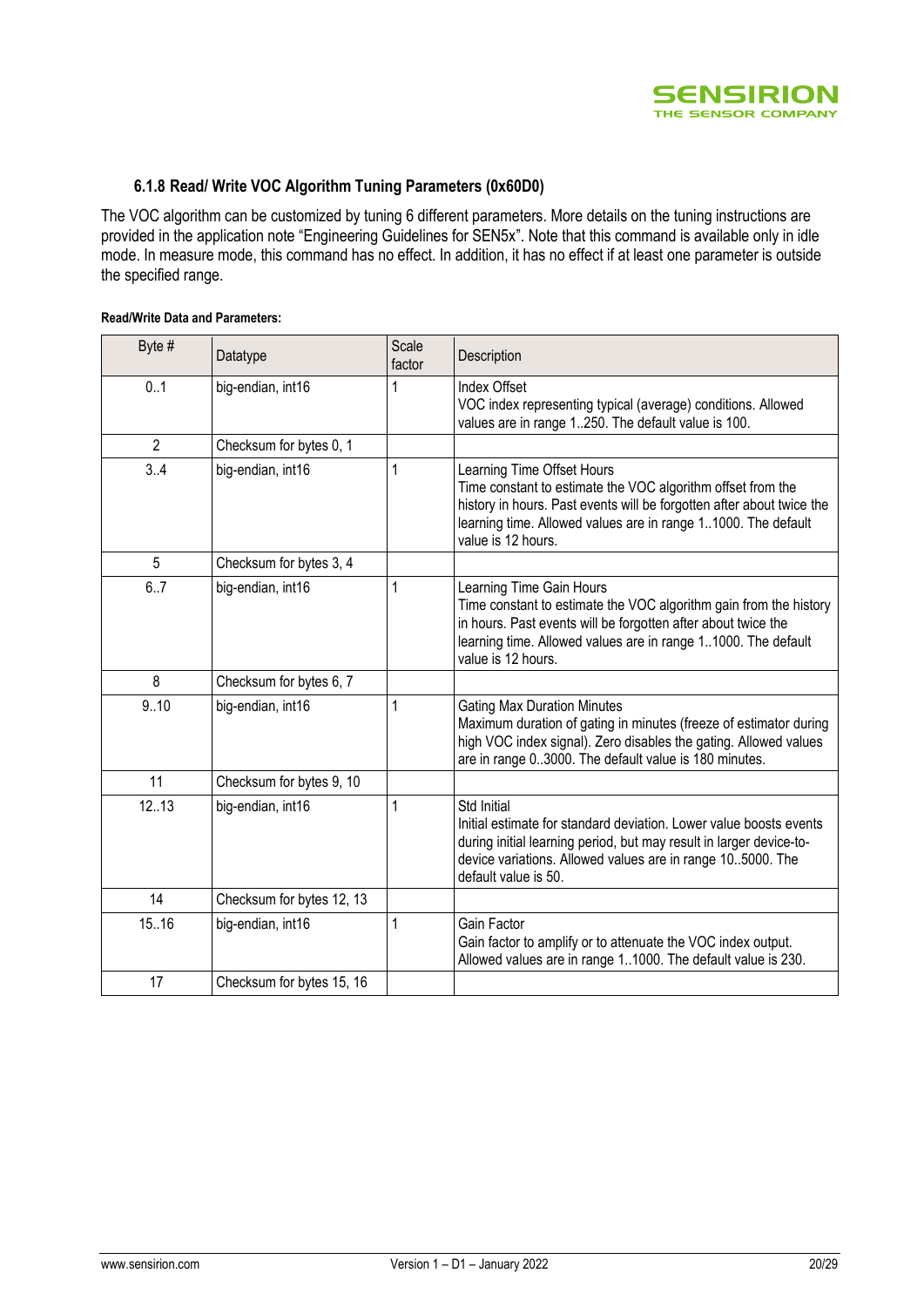### 6.1.8 Read/ Write VOC Algorithm Tuning Parameters (0x60D0)

The VOC algorithm can be customized by tuning 6 different parameters. More details on the tuning instructions are provided in the application note "Engineering Guidelines for SEN5x". Note that this command is available only in idle mode. In measure mode, this command has no effect. In addition, it has no effect if at least one parameter is outside the specified range.

**Read/Write Data and Parameters:**

| Byte # | Datatype | Scale factor | Description |
|---|---|---|---|
| 0..1 | big-endian, int16 | 1 | Index Offset<br>VOC index representing typical (average) conditions. Allowed values are in range 1..250. The default value is 100. |
| 2 | Checksum for bytes 0, 1 | | |
| 3..4 | big-endian, int16 | 1 | Learning Time Offset Hours<br>Time constant to estimate the VOC algorithm offset from the history in hours. Past events will be forgotten after about twice the learning time. Allowed values are in range 1..1000. The default value is 12 hours. |
| 5 | Checksum for bytes 3, 4 | | |
| 6..7 | big-endian, int16 | 1 | Learning Time Gain Hours<br>Time constant to estimate the VOC algorithm gain from the history in hours. Past events will be forgotten after about twice the learning time. Allowed values are in range 1..1000. The default value is 12 hours. |
| 8 | Checksum for bytes 6, 7 | | |
| 9..10 | big-endian, int16 | 1 | Gating Max Duration Minutes<br>Maximum duration of gating in minutes (freeze of estimator during high VOC index signal). Zero disables the gating. Allowed values are in range 0..3000. The default value is 180 minutes. |
| 11 | Checksum for bytes 9, 10 | | |
| 12..13 | big-endian, int16 | 1 | Std Initial<br>Initial estimate for standard deviation. Lower value boosts events during initial learning period, but may result in larger device-to-device variations. Allowed values are in range 10..5000. The default value is 50. |
| 14 | Checksum for bytes 12, 13 | | |
| 15..16 | big-endian, int16 | 1 | Gain Factor<br>Gain factor to amplify or to attenuate the VOC index output. Allowed values are in range 1..1000. The default value is 230. |
| 17 | Checksum for bytes 15, 16 | | |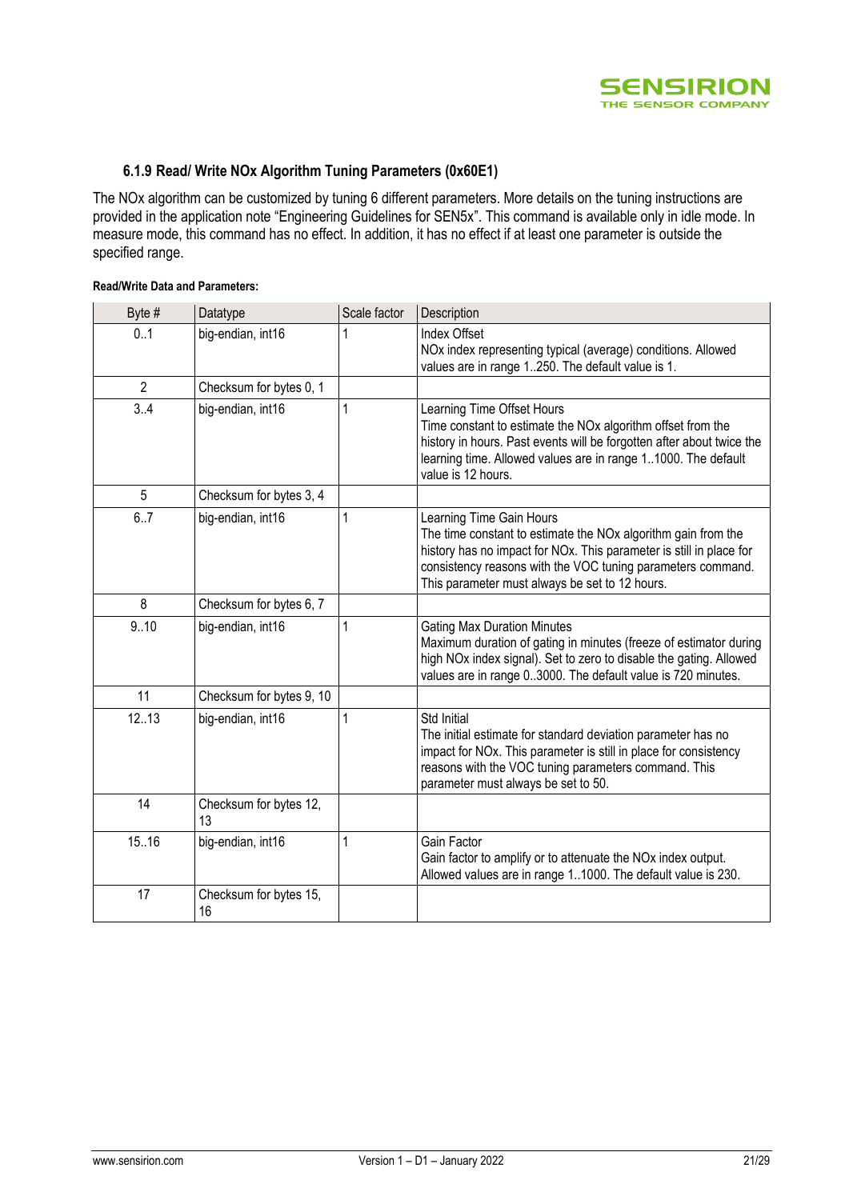### 6.1.9 Read/ Write NOx Algorithm Tuning Parameters (0x60E1)

The NOx algorithm can be customized by tuning 6 different parameters. More details on the tuning instructions are provided in the application note “Engineering Guidelines for SEN5x”. This command is available only in idle mode. In measure mode, this command has no effect. In addition, it has no effect if at least one parameter is outside the specified range.

**Read/Write Data and Parameters:**

| Byte # | Datatype | Scale factor | Description |
|---|---|---|---|
| 0..1 | big-endian, int16 | 1 | Index Offset<br>NOx index representing typical (average) conditions. Allowed values are in range 1..250. The default value is 1. |
| 2 | Checksum for bytes 0, 1 | | |
| 3..4 | big-endian, int16 | 1 | Learning Time Offset Hours<br>Time constant to estimate the NOx algorithm offset from the history in hours. Past events will be forgotten after about twice the learning time. Allowed values are in range 1..1000. The default value is 12 hours. |
| 5 | Checksum for bytes 3, 4 | | |
| 6..7 | big-endian, int16 | 1 | Learning Time Gain Hours<br>The time constant to estimate the NOx algorithm gain from the history has no impact for NOx. This parameter is still in place for consistency reasons with the VOC tuning parameters command. This parameter must always be set to 12 hours. |
| 8 | Checksum for bytes 6, 7 | | |
| 9..10 | big-endian, int16 | 1 | Gating Max Duration Minutes<br>Maximum duration of gating in minutes (freeze of estimator during high NOx index signal). Set to zero to disable the gating. Allowed values are in range 0..3000. The default value is 720 minutes. |
| 11 | Checksum for bytes 9, 10 | | |
| 12..13 | big-endian, int16 | 1 | Std Initial<br>The initial estimate for standard deviation parameter has no impact for NOx. This parameter is still in place for consistency reasons with the VOC tuning parameters command. This parameter must always be set to 50. |
| 14 | Checksum for bytes 12, 13 | | |
| 15..16 | big-endian, int16 | 1 | Gain Factor<br>Gain factor to amplify or to attenuate the NOx index output. Allowed values are in range 1..1000. The default value is 230. |
| 17 | Checksum for bytes 15, 16 | | |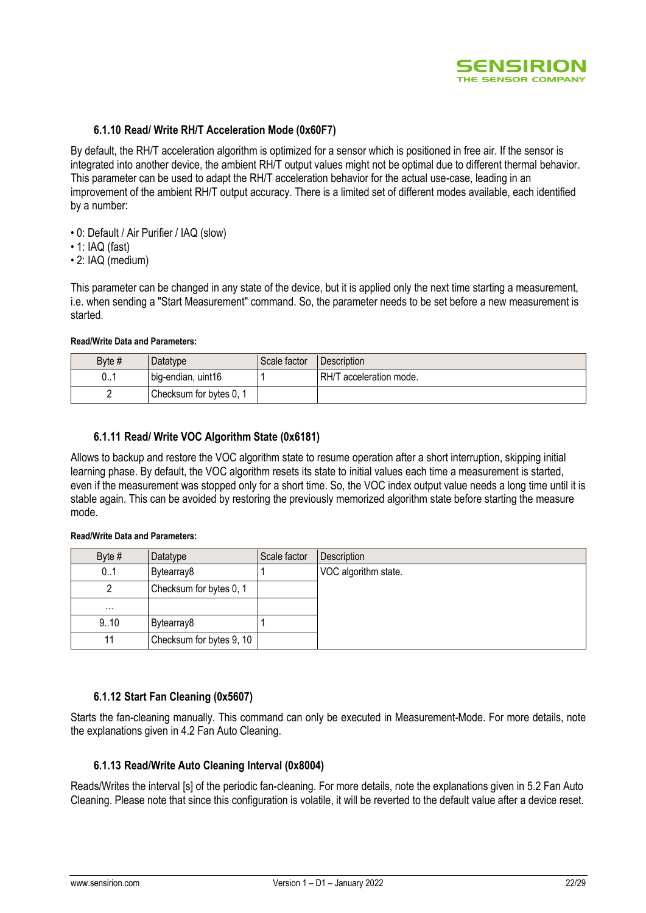### 6.1.10 Read/ Write RH/T Acceleration Mode (0x60F7)

By default, the RH/T acceleration algorithm is optimized for a sensor which is positioned in free air. If the sensor is integrated into another device, the ambient RH/T output values might not be optimal due to different thermal behavior. This parameter can be used to adapt the RH/T acceleration behavior for the actual use-case, leading in an improvement of the ambient RH/T output accuracy. There is a limited set of different modes available, each identified by a number:

- 0: Default / Air Purifier / IAQ (slow)
- 1: IAQ (fast)
- 2: IAQ (medium)

This parameter can be changed in any state of the device, but it is applied only the next time starting a measurement, i.e. when sending a "Start Measurement" command. So, the parameter needs to be set before a new measurement is started.

**Read/Write Data and Parameters:**

| Byte # | Datatype | Scale factor | Description |
|---|---|---|---|
| 0..1 | big-endian, uint16 | 1 | RH/T acceleration mode. |
| 2 | Checksum for bytes 0, 1 | | |

### 6.1.11 Read/ Write VOC Algorithm State (0x6181)

Allows to backup and restore the VOC algorithm state to resume operation after a short interruption, skipping initial learning phase. By default, the VOC algorithm resets its state to initial values each time a measurement is started, even if the measurement was stopped only for a short time. So, the VOC index output value needs a long time until it is stable again. This can be avoided by restoring the previously memorized algorithm state before starting the measure mode.

**Read/Write Data and Parameters:**

| Byte # | Datatype | Scale factor | Description |
|---|---|---|---|
| 0..1 | Bytearray8 | 1 | VOC algorithm state. |
| 2 | Checksum for bytes 0, 1 | | |
| … | | | |
| 9..10 | Bytearray8 | 1 | |
| 11 | Checksum for bytes 9, 10 | | |

### 6.1.12 Start Fan Cleaning (0x5607)

Starts the fan-cleaning manually. This command can only be executed in Measurement-Mode. For more details, note the explanations given in 4.2 Fan Auto Cleaning.

### 6.1.13 Read/Write Auto Cleaning Interval (0x8004)

Reads/Writes the interval [s] of the periodic fan-cleaning. For more details, note the explanations given in 5.2 Fan Auto Cleaning. Please note that since this configuration is volatile, it will be reverted to the default value after a device reset.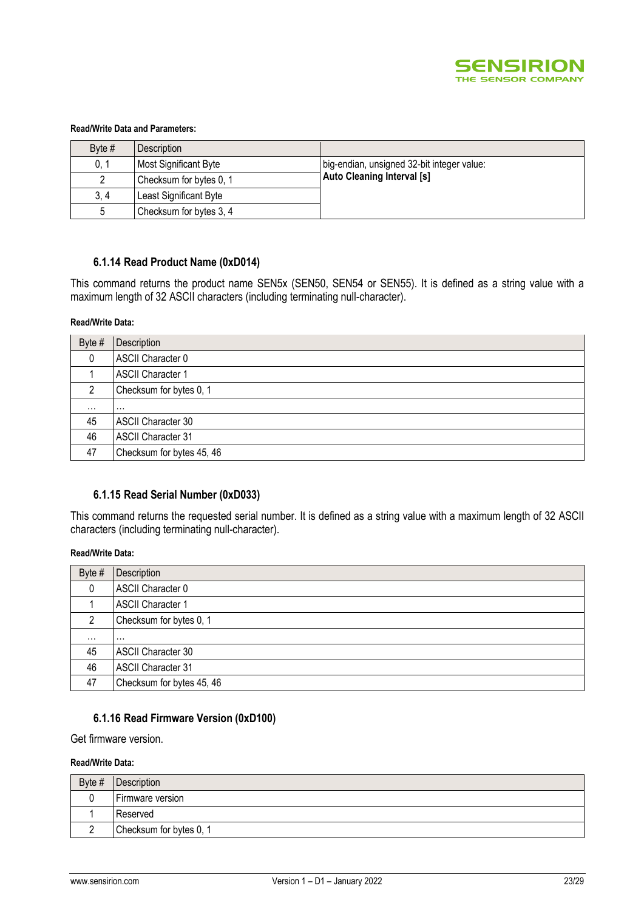**Read/Write Data and Parameters:**

| Byte # | Description | |
|---|---|---|
| 0, 1 | Most Significant Byte | big-endian, unsigned 32-bit integer value: **Auto Cleaning Interval [s]** |
| 2 | Checksum for bytes 0, 1 | |
| 3, 4 | Least Significant Byte | |
| 5 | Checksum for bytes 3, 4 | |

### 6.1.14 Read Product Name (0xD014)

This command returns the product name SEN5x (SEN50, SEN54 or SEN55). It is defined as a string value with a maximum length of 32 ASCII characters (including terminating null-character).

**Read/Write Data:**

| Byte # | Description |
|---|---|
| 0 | ASCII Character 0 |
| 1 | ASCII Character 1 |
| 2 | Checksum for bytes 0, 1 |
| … | … |
| 45 | ASCII Character 30 |
| 46 | ASCII Character 31 |
| 47 | Checksum for bytes 45, 46 |

### 6.1.15 Read Serial Number (0xD033)

This command returns the requested serial number. It is defined as a string value with a maximum length of 32 ASCII characters (including terminating null-character).

**Read/Write Data:**

| Byte # | Description |
|---|---|
| 0 | ASCII Character 0 |
| 1 | ASCII Character 1 |
| 2 | Checksum for bytes 0, 1 |
| … | … |
| 45 | ASCII Character 30 |
| 46 | ASCII Character 31 |
| 47 | Checksum for bytes 45, 46 |

### 6.1.16 Read Firmware Version (0xD100)

Get firmware version.

**Read/Write Data:**

| Byte # | Description |
|---|---|
| 0 | Firmware version |
| 1 | Reserved |
| 2 | Checksum for bytes 0, 1 |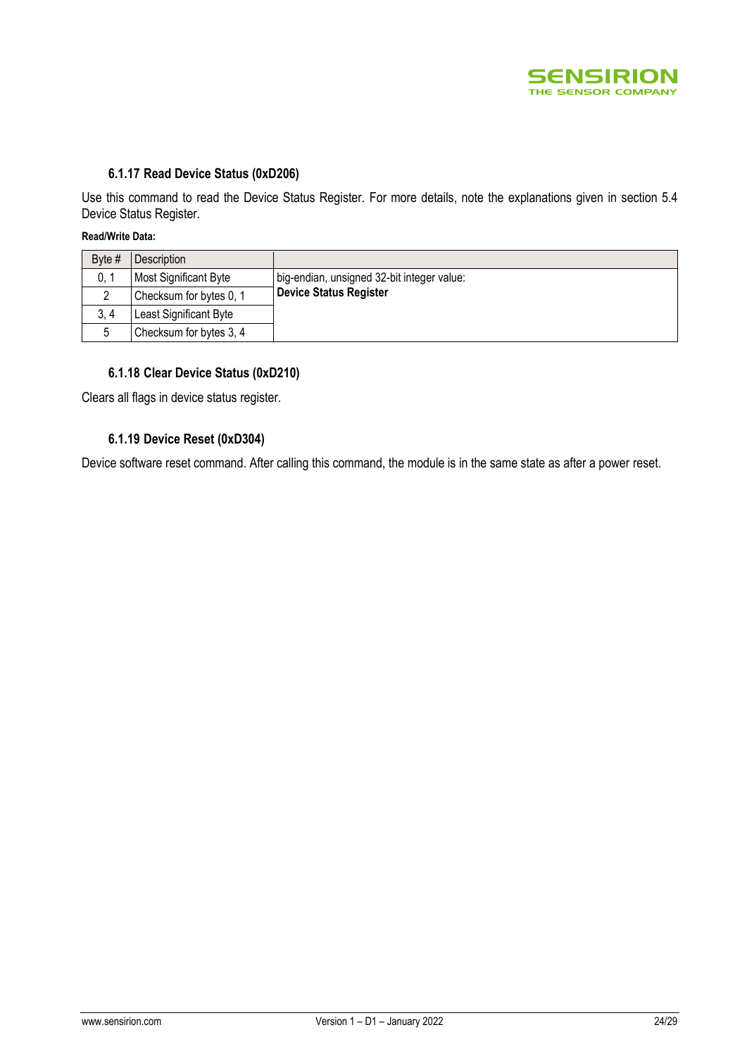### 6.1.17 Read Device Status (0xD206)

Use this command to read the Device Status Register. For more details, note the explanations given in section 5.4 Device Status Register.

**Read/Write Data:**

| Byte # | Description | |
|---|---|---|
| 0, 1 | Most Significant Byte | big-endian, unsigned 32-bit integer value: **Device Status Register** |
| 2 | Checksum for bytes 0, 1 | |
| 3, 4 | Least Significant Byte | |
| 5 | Checksum for bytes 3, 4 | |

### 6.1.18 Clear Device Status (0xD210)

Clears all flags in device status register.

### 6.1.19 Device Reset (0xD304)

Device software reset command. After calling this command, the module is in the same state as after a power reset.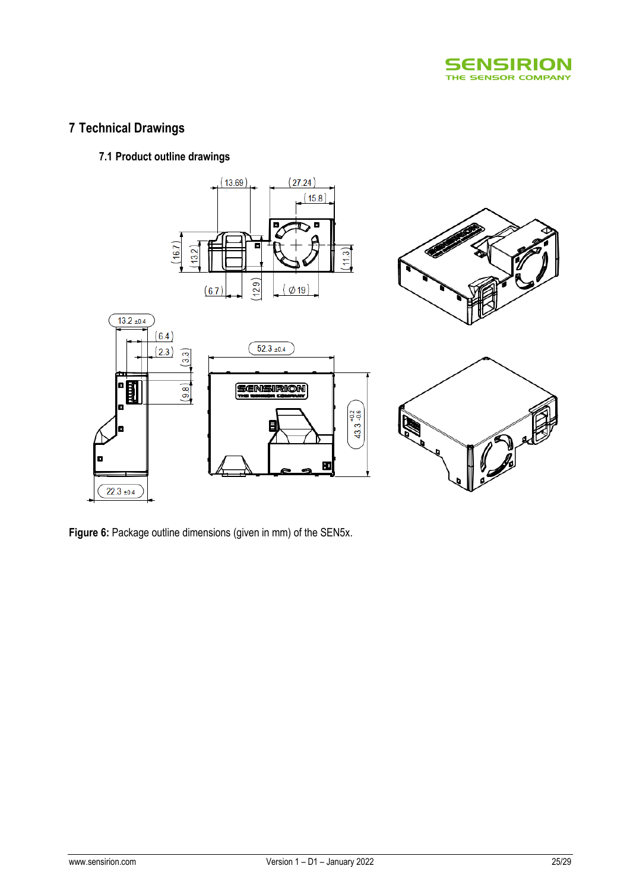# 7 Technical Drawings

## 7.1 Product outline drawings

**Figure 6:** Package outline dimensions (given in mm) of the SEN5x.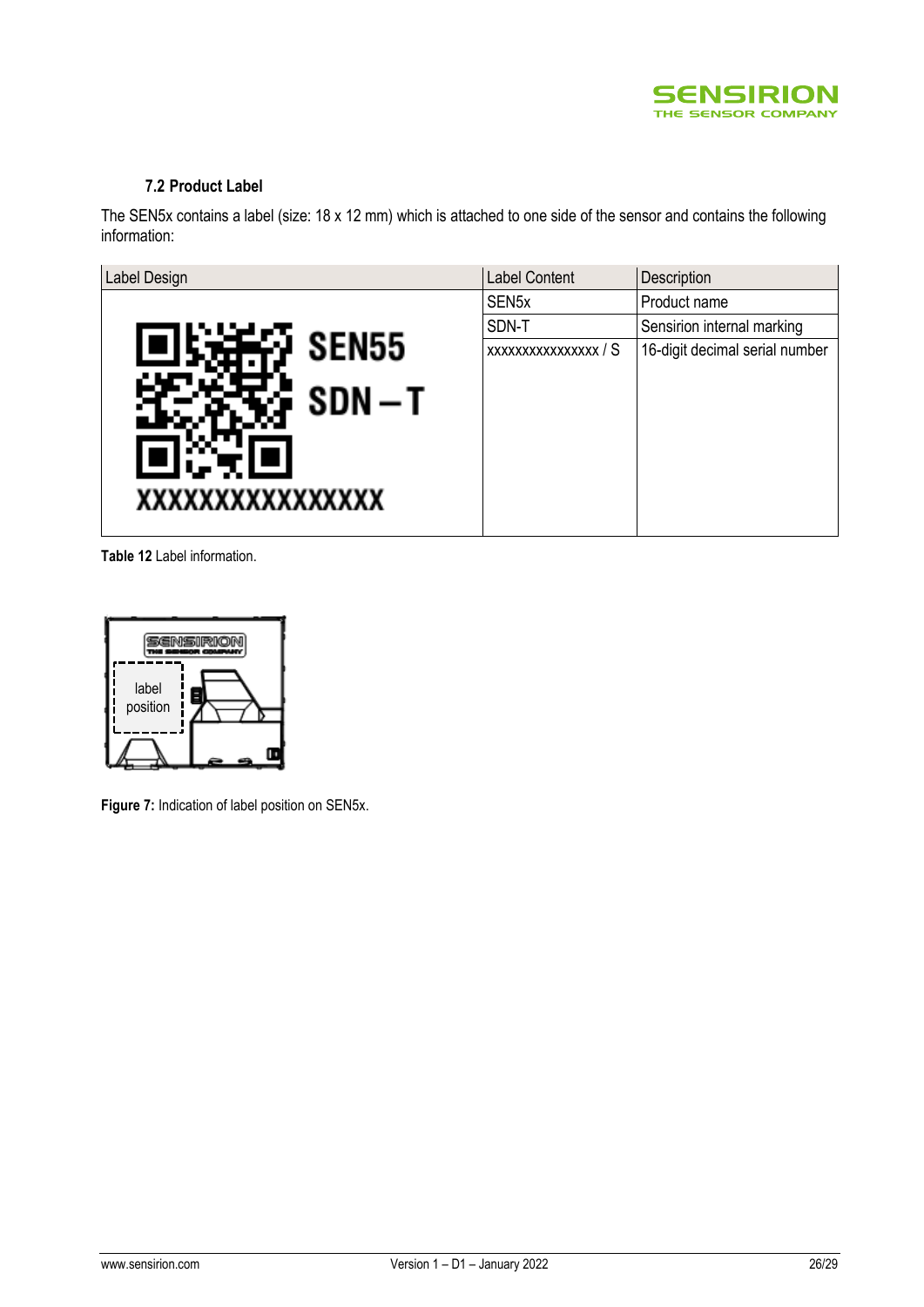### 7.2 Product Label

The SEN5x contains a label (size: 18 x 12 mm) which is attached to one side of the sensor and contains the following information:

| Label Design | Label Content | Description |
|---|---|---|
| | SEN5x | Product name |
| | SDN-T | Sensirion internal marking |
| | xxxxxxxxxxxxxxxx / S | 16-digit decimal serial number |

**Table 12** Label information.

**Figure 7:** Indication of label position on SEN5x.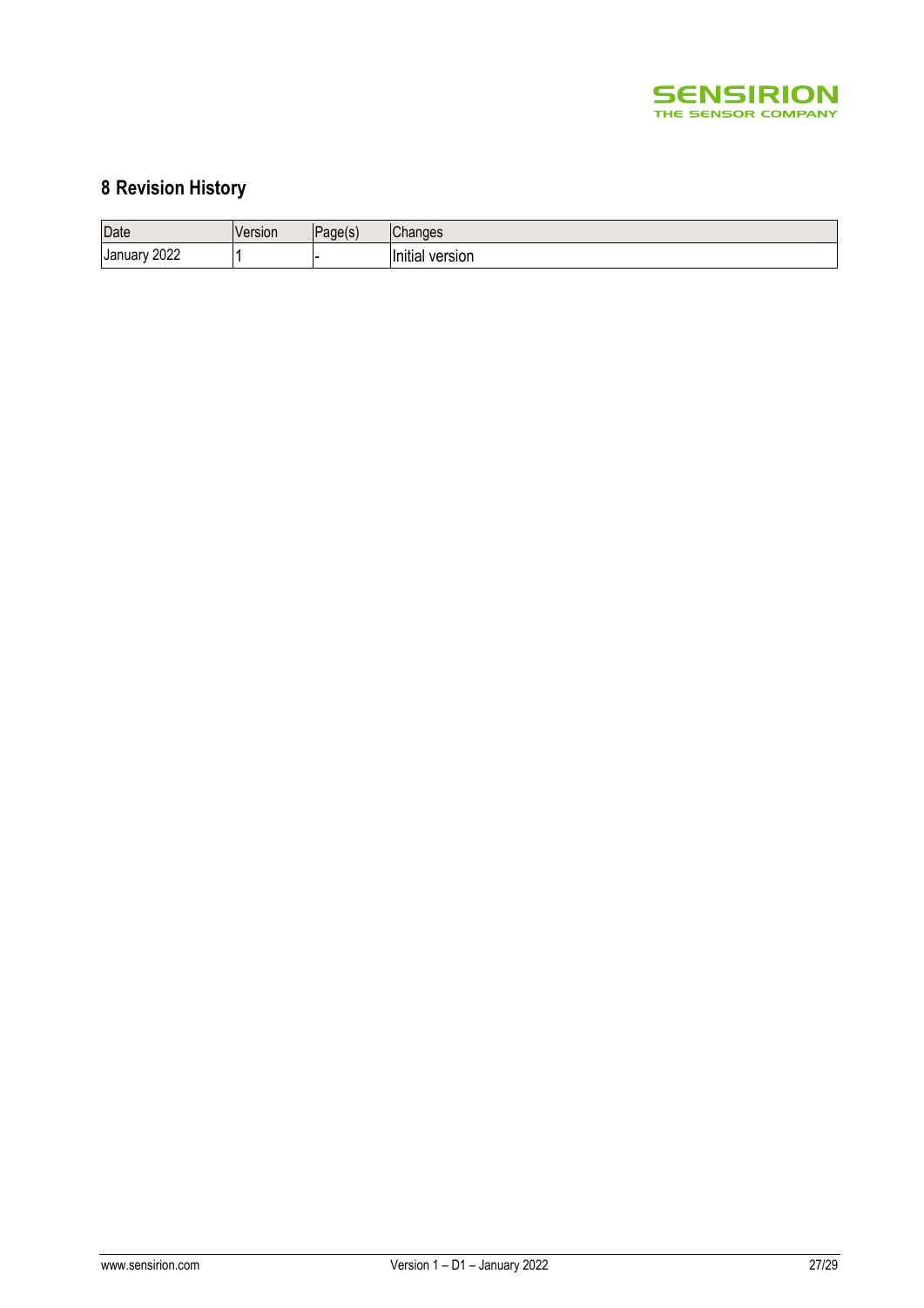# 8 Revision History

| Date | Version | Page(s) | Changes |
|---|---|---|---|
| January 2022 | 1 | - | Initial version |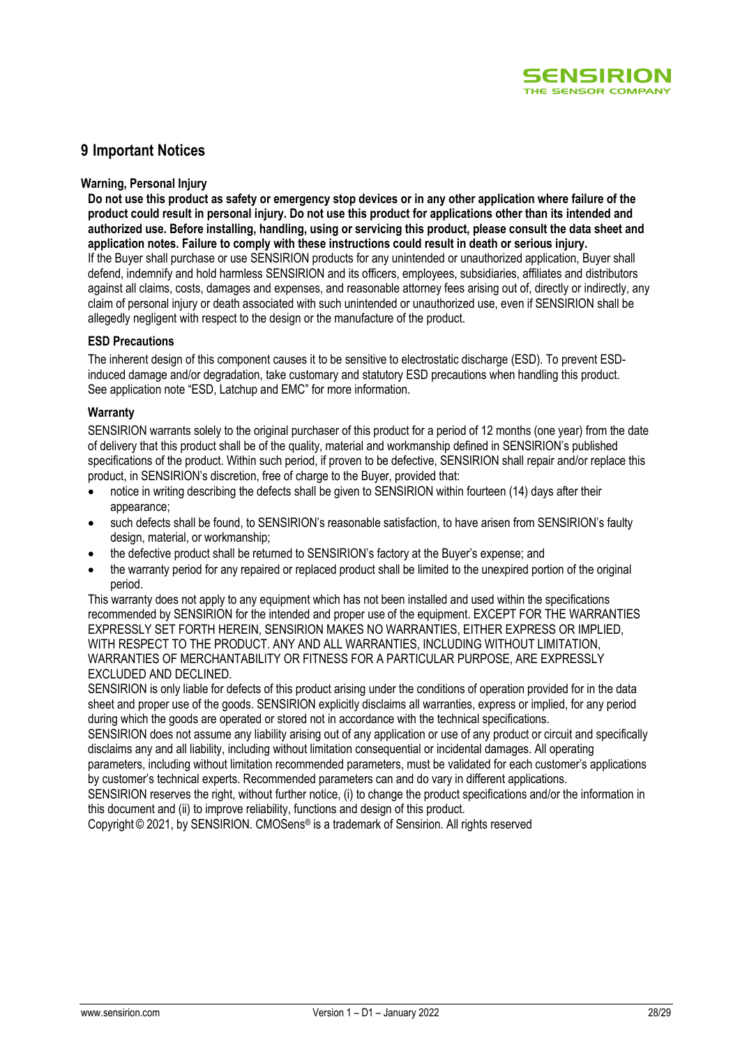# 9 Important Notices

**Warning, Personal Injury**

**Do not use this product as safety or emergency stop devices or in any other application where failure of the product could result in personal injury. Do not use this product for applications other than its intended and authorized use. Before installing, handling, using or servicing this product, please consult the data sheet and application notes. Failure to comply with these instructions could result in death or serious injury.**

If the Buyer shall purchase or use SENSIRION products for any unintended or unauthorized application, Buyer shall defend, indemnify and hold harmless SENSIRION and its officers, employees, subsidiaries, affiliates and distributors against all claims, costs, damages and expenses, and reasonable attorney fees arising out of, directly or indirectly, any claim of personal injury or death associated with such unintended or unauthorized use, even if SENSIRION shall be allegedly negligent with respect to the design or the manufacture of the product.

**ESD Precautions**

The inherent design of this component causes it to be sensitive to electrostatic discharge (ESD). To prevent ESD-induced damage and/or degradation, take customary and statutory ESD precautions when handling this product. See application note "ESD, Latchup and EMC" for more information.

**Warranty**

SENSIRION warrants solely to the original purchaser of this product for a period of 12 months (one year) from the date of delivery that this product shall be of the quality, material and workmanship defined in SENSIRION's published specifications of the product. Within such period, if proven to be defective, SENSIRION shall repair and/or replace this product, in SENSIRION's discretion, free of charge to the Buyer, provided that:

- notice in writing describing the defects shall be given to SENSIRION within fourteen (14) days after their appearance;
- such defects shall be found, to SENSIRION's reasonable satisfaction, to have arisen from SENSIRION's faulty design, material, or workmanship;
- the defective product shall be returned to SENSIRION's factory at the Buyer's expense; and
- the warranty period for any repaired or replaced product shall be limited to the unexpired portion of the original period.

This warranty does not apply to any equipment which has not been installed and used within the specifications recommended by SENSIRION for the intended and proper use of the equipment. EXCEPT FOR THE WARRANTIES EXPRESSLY SET FORTH HEREIN, SENSIRION MAKES NO WARRANTIES, EITHER EXPRESS OR IMPLIED, WITH RESPECT TO THE PRODUCT. ANY AND ALL WARRANTIES, INCLUDING WITHOUT LIMITATION, WARRANTIES OF MERCHANTABILITY OR FITNESS FOR A PARTICULAR PURPOSE, ARE EXPRESSLY EXCLUDED AND DECLINED.

SENSIRION is only liable for defects of this product arising under the conditions of operation provided for in the data sheet and proper use of the goods. SENSIRION explicitly disclaims all warranties, express or implied, for any period during which the goods are operated or stored not in accordance with the technical specifications.

SENSIRION does not assume any liability arising out of any application or use of any product or circuit and specifically disclaims any and all liability, including without limitation consequential or incidental damages. All operating parameters, including without limitation recommended parameters, must be validated for each customer's applications by customer's technical experts. Recommended parameters can and do vary in different applications.

SENSIRION reserves the right, without further notice, (i) to change the product specifications and/or the information in this document and (ii) to improve reliability, functions and design of this product.

Copyright © 2021, by SENSIRION. CMOSens® is a trademark of Sensirion. All rights reserved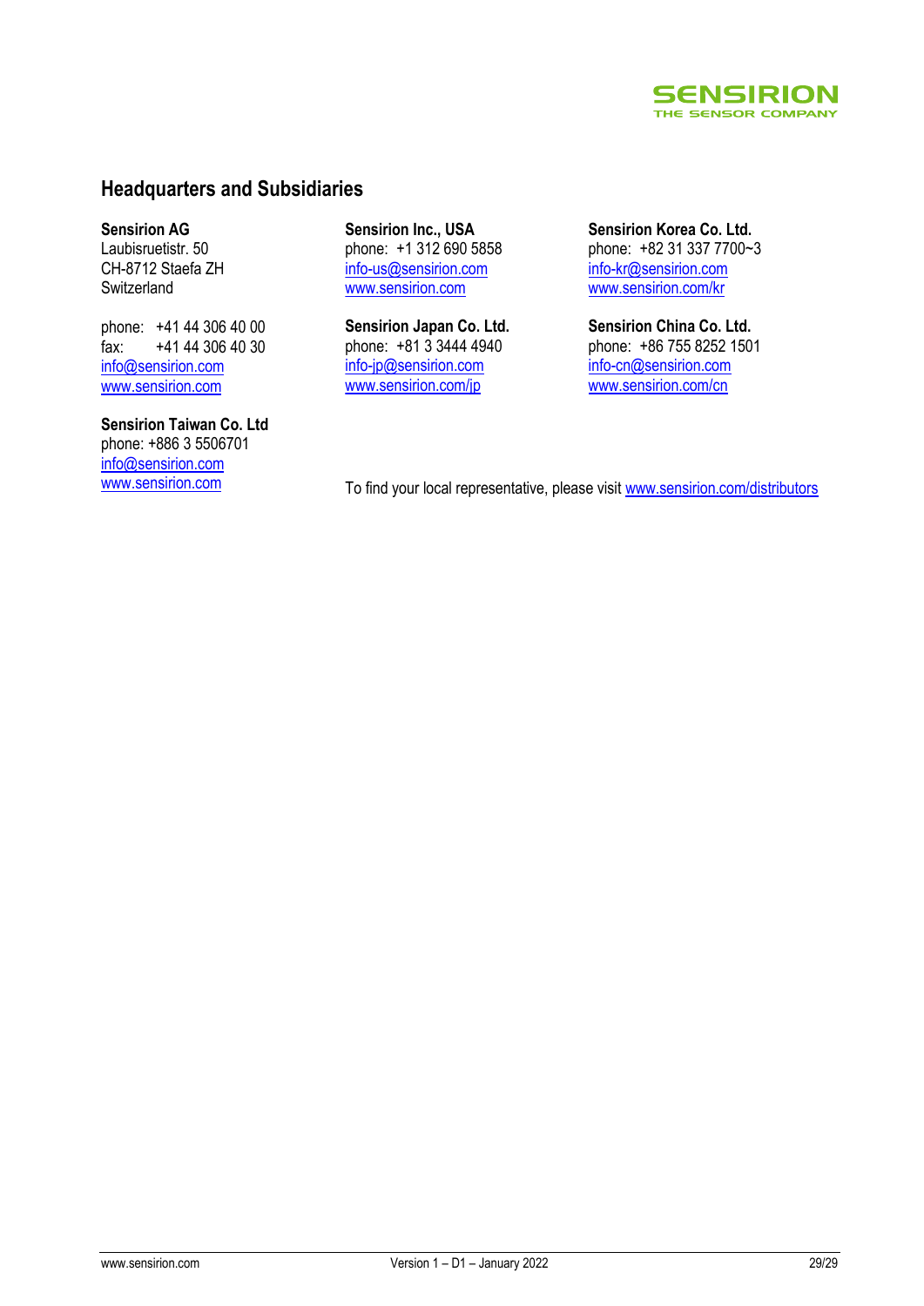## Headquarters and Subsidiaries

**Sensirion AG**
Laubisruetistr. 50
CH-8712 Staefa ZH
Switzerland

phone: +41 44 306 40 00
fax: +41 44 306 40 30
info@sensirion.com
www.sensirion.com

**Sensirion Taiwan Co. Ltd**
phone: +886 3 5506701
info@sensirion.com
www.sensirion.com

**Sensirion Inc., USA**
phone: +1 312 690 5858
info-us@sensirion.com
www.sensirion.com

**Sensirion Japan Co. Ltd.**
phone: +81 3 3444 4940
info-jp@sensirion.com
www.sensirion.com/jp

**Sensirion Korea Co. Ltd.**
phone: +82 31 337 7700~3
info-kr@sensirion.com
www.sensirion.com/kr

**Sensirion China Co. Ltd.**
phone: +86 755 8252 1501
info-cn@sensirion.com
www.sensirion.com/cn

To find your local representative, please visit www.sensirion.com/distributors